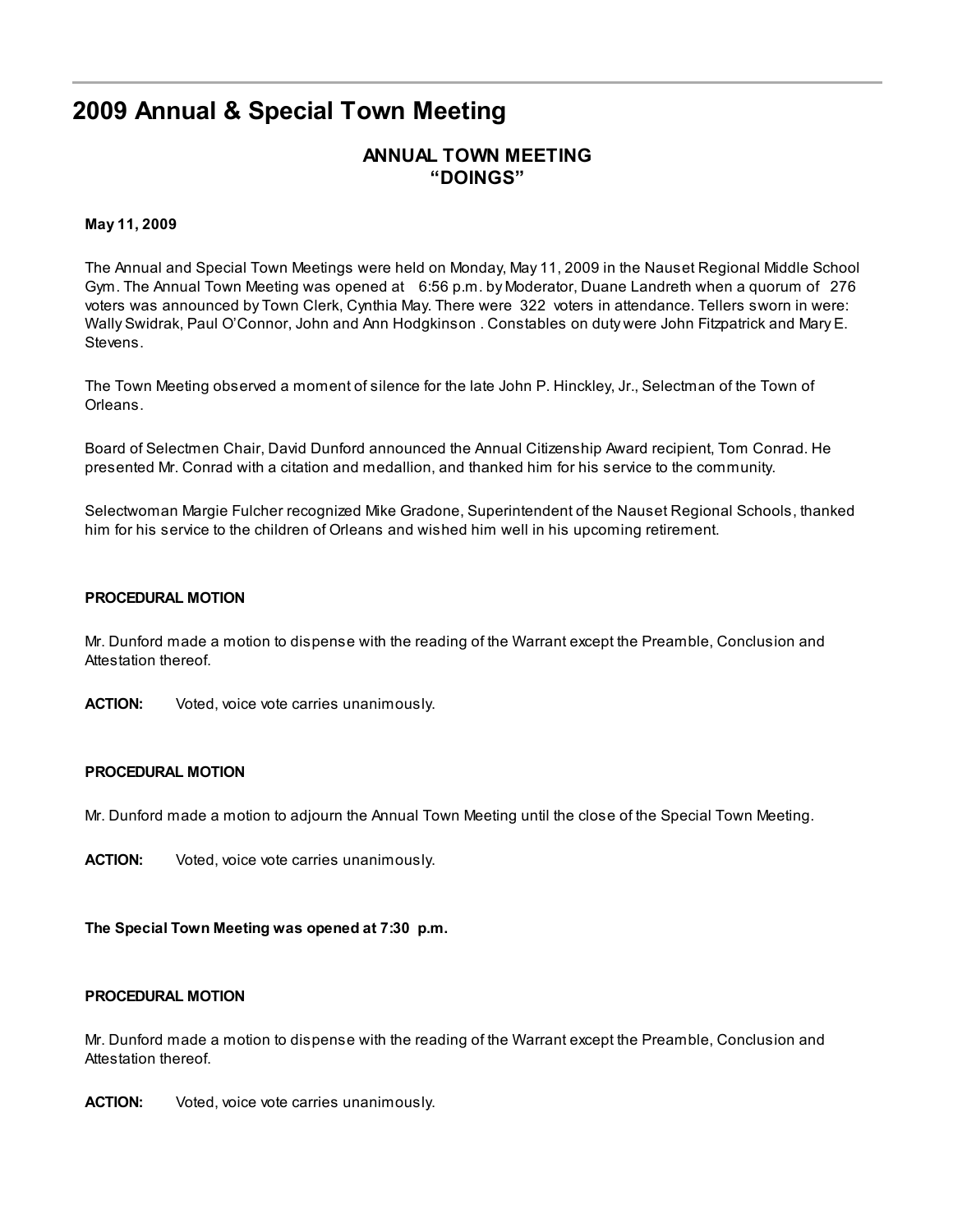# 2009 Annual & Special Town Meeting

## ANNUAL TOWN MEETING
## "DOINGS"

**May 11, 2009**

The Annual and Special Town Meetings were held on Monday, May 11, 2009 in the Nauset Regional Middle School Gym. The Annual Town Meeting was opened at 6:56 p.m. by Moderator, Duane Landreth when a quorum of 276 voters was announced by Town Clerk, Cynthia May. There were 322 voters in attendance. Tellers sworn in were: Wally Swidrak, Paul O'Connor, John and Ann Hodgkinson . Constables on duty were John Fitzpatrick and Mary E. Stevens.

The Town Meeting observed a moment of silence for the late John P. Hinckley, Jr., Selectman of the Town of Orleans.

Board of Selectmen Chair, David Dunford announced the Annual Citizenship Award recipient, Tom Conrad. He presented Mr. Conrad with a citation and medallion, and thanked him for his service to the community.

Selectwoman Margie Fulcher recognized Mike Gradone, Superintendent of the Nauset Regional Schools, thanked him for his service to the children of Orleans and wished him well in his upcoming retirement.

**PROCEDURAL MOTION**

Mr. Dunford made a motion to dispense with the reading of the Warrant except the Preamble, Conclusion and Attestation thereof.

**ACTION:** Voted, voice vote carries unanimously.

**PROCEDURAL MOTION**

Mr. Dunford made a motion to adjourn the Annual Town Meeting until the close of the Special Town Meeting.

**ACTION:** Voted, voice vote carries unanimously.

**The Special Town Meeting was opened at 7:30 p.m.**

**PROCEDURAL MOTION**

Mr. Dunford made a motion to dispense with the reading of the Warrant except the Preamble, Conclusion and Attestation thereof.

**ACTION:** Voted, voice vote carries unanimously.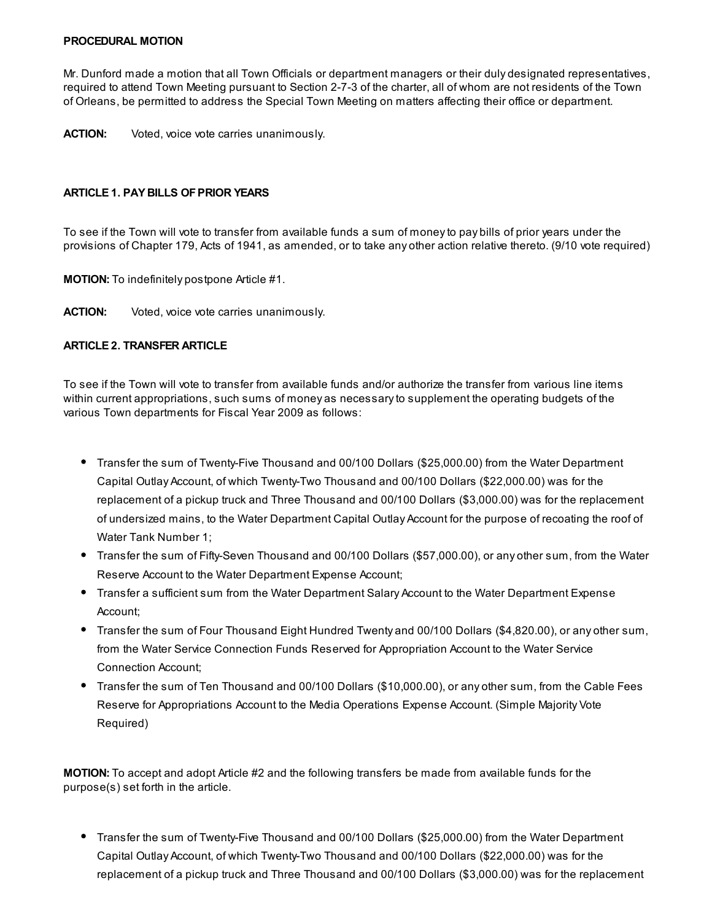**PROCEDURAL MOTION**

Mr. Dunford made a motion that all Town Officials or department managers or their duly designated representatives, required to attend Town Meeting pursuant to Section 2-7-3 of the charter, all of whom are not residents of the Town of Orleans, be permitted to address the Special Town Meeting on matters affecting their office or department.

**ACTION:** Voted, voice vote carries unanimously.

**ARTICLE 1. PAY BILLS OF PRIOR YEARS**

To see if the Town will vote to transfer from available funds a sum of money to pay bills of prior years under the provisions of Chapter 179, Acts of 1941, as amended, or to take any other action relative thereto. (9/10 vote required)

**MOTION:** To indefinitely postpone Article #1.

**ACTION:** Voted, voice vote carries unanimously.

**ARTICLE 2. TRANSFER ARTICLE**

To see if the Town will vote to transfer from available funds and/or authorize the transfer from various line items within current appropriations, such sums of money as necessary to supplement the operating budgets of the various Town departments for Fiscal Year 2009 as follows:

- Transfer the sum of Twenty-Five Thousand and 00/100 Dollars ($25,000.00) from the Water Department Capital Outlay Account, of which Twenty-Two Thousand and 00/100 Dollars ($22,000.00) was for the replacement of a pickup truck and Three Thousand and 00/100 Dollars ($3,000.00) was for the replacement of undersized mains, to the Water Department Capital Outlay Account for the purpose of recoating the roof of Water Tank Number 1;
- Transfer the sum of Fifty-Seven Thousand and 00/100 Dollars ($57,000.00), or any other sum, from the Water Reserve Account to the Water Department Expense Account;
- Transfer a sufficient sum from the Water Department Salary Account to the Water Department Expense Account;
- Transfer the sum of Four Thousand Eight Hundred Twenty and 00/100 Dollars ($4,820.00), or any other sum, from the Water Service Connection Funds Reserved for Appropriation Account to the Water Service Connection Account;
- Transfer the sum of Ten Thousand and 00/100 Dollars ($10,000.00), or any other sum, from the Cable Fees Reserve for Appropriations Account to the Media Operations Expense Account. (Simple Majority Vote Required)

**MOTION:** To accept and adopt Article #2 and the following transfers be made from available funds for the purpose(s) set forth in the article.

- Transfer the sum of Twenty-Five Thousand and 00/100 Dollars ($25,000.00) from the Water Department Capital Outlay Account, of which Twenty-Two Thousand and 00/100 Dollars ($22,000.00) was for the replacement of a pickup truck and Three Thousand and 00/100 Dollars ($3,000.00) was for the replacement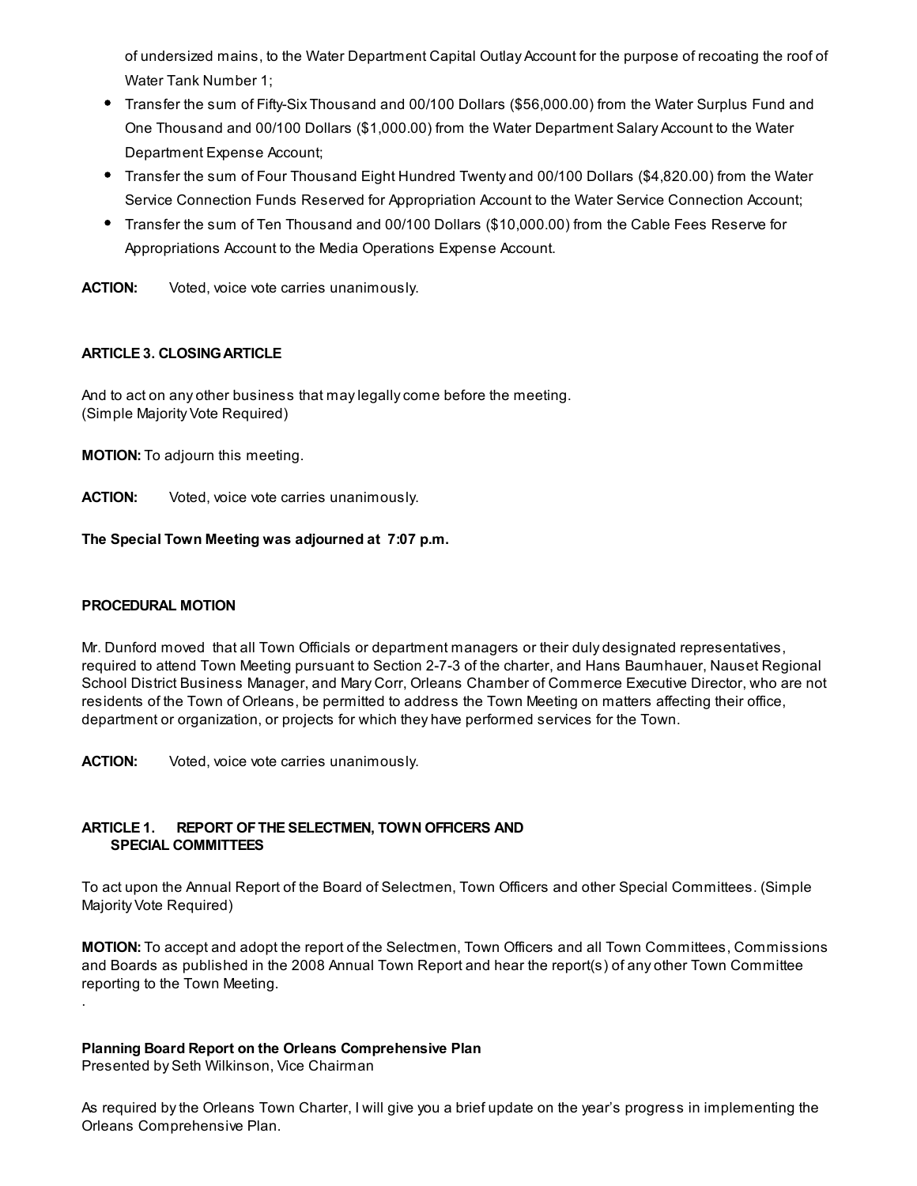of undersized mains, to the Water Department Capital Outlay Account for the purpose of recoating the roof of Water Tank Number 1;

- Transfer the sum of Fifty-Six Thousand and 00/100 Dollars ($56,000.00) from the Water Surplus Fund and One Thousand and 00/100 Dollars ($1,000.00) from the Water Department Salary Account to the Water Department Expense Account;
- Transfer the sum of Four Thousand Eight Hundred Twenty and 00/100 Dollars ($4,820.00) from the Water Service Connection Funds Reserved for Appropriation Account to the Water Service Connection Account;
- Transfer the sum of Ten Thousand and 00/100 Dollars ($10,000.00) from the Cable Fees Reserve for Appropriations Account to the Media Operations Expense Account.

**ACTION:** Voted, voice vote carries unanimously.

**ARTICLE 3. CLOSING ARTICLE**

And to act on any other business that may legally come before the meeting.
(Simple Majority Vote Required)

**MOTION:** To adjourn this meeting.

**ACTION:** Voted, voice vote carries unanimously.

**The Special Town Meeting was adjourned at 7:07 p.m.**

**PROCEDURAL MOTION**

Mr. Dunford moved that all Town Officials or department managers or their duly designated representatives, required to attend Town Meeting pursuant to Section 2-7-3 of the charter, and Hans Baumhauer, Nauset Regional School District Business Manager, and Mary Corr, Orleans Chamber of Commerce Executive Director, who are not residents of the Town of Orleans, be permitted to address the Town Meeting on matters affecting their office, department or organization, or projects for which they have performed services for the Town.

**ACTION:** Voted, voice vote carries unanimously.

**ARTICLE 1. REPORT OF THE SELECTMEN, TOWN OFFICERS AND SPECIAL COMMITTEES**

To act upon the Annual Report of the Board of Selectmen, Town Officers and other Special Committees. (Simple Majority Vote Required)

**MOTION:** To accept and adopt the report of the Selectmen, Town Officers and all Town Committees, Commissions and Boards as published in the 2008 Annual Town Report and hear the report(s) of any other Town Committee reporting to the Town Meeting.

.

**Planning Board Report on the Orleans Comprehensive Plan**
Presented by Seth Wilkinson, Vice Chairman

As required by the Orleans Town Charter, I will give you a brief update on the year's progress in implementing the Orleans Comprehensive Plan.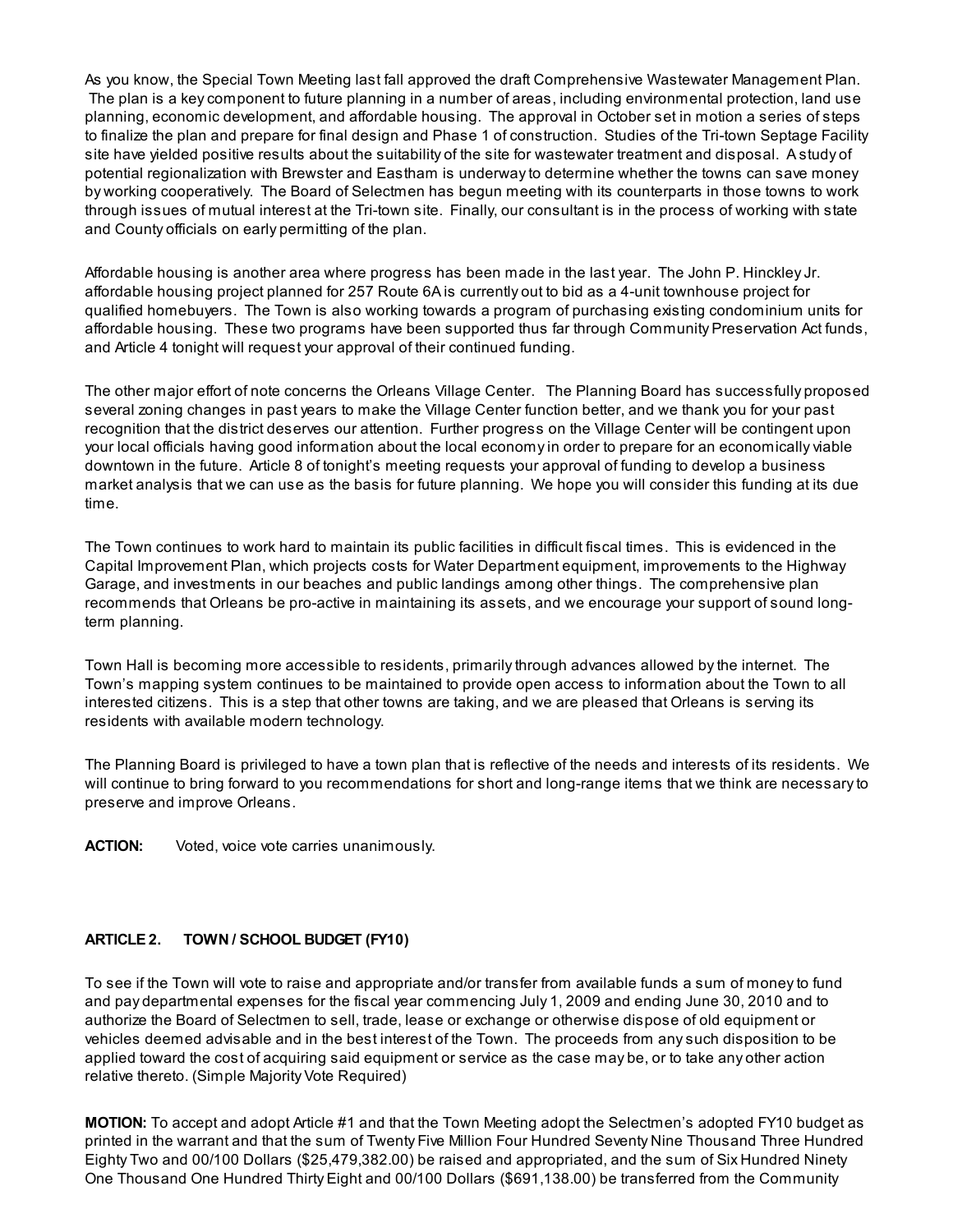As you know, the Special Town Meeting last fall approved the draft Comprehensive Wastewater Management Plan. The plan is a key component to future planning in a number of areas, including environmental protection, land use planning, economic development, and affordable housing. The approval in October set in motion a series of steps to finalize the plan and prepare for final design and Phase 1 of construction. Studies of the Tri-town Septage Facility site have yielded positive results about the suitability of the site for wastewater treatment and disposal. A study of potential regionalization with Brewster and Eastham is underway to determine whether the towns can save money by working cooperatively. The Board of Selectmen has begun meeting with its counterparts in those towns to work through issues of mutual interest at the Tri-town site. Finally, our consultant is in the process of working with state and County officials on early permitting of the plan.

Affordable housing is another area where progress has been made in the last year. The John P. Hinckley Jr. affordable housing project planned for 257 Route 6A is currently out to bid as a 4-unit townhouse project for qualified homebuyers. The Town is also working towards a program of purchasing existing condominium units for affordable housing. These two programs have been supported thus far through Community Preservation Act funds, and Article 4 tonight will request your approval of their continued funding.

The other major effort of note concerns the Orleans Village Center. The Planning Board has successfully proposed several zoning changes in past years to make the Village Center function better, and we thank you for your past recognition that the district deserves our attention. Further progress on the Village Center will be contingent upon your local officials having good information about the local economy in order to prepare for an economically viable downtown in the future. Article 8 of tonight's meeting requests your approval of funding to develop a business market analysis that we can use as the basis for future planning. We hope you will consider this funding at its due time.

The Town continues to work hard to maintain its public facilities in difficult fiscal times. This is evidenced in the Capital Improvement Plan, which projects costs for Water Department equipment, improvements to the Highway Garage, and investments in our beaches and public landings among other things. The comprehensive plan recommends that Orleans be pro-active in maintaining its assets, and we encourage your support of sound long-term planning.

Town Hall is becoming more accessible to residents, primarily through advances allowed by the internet. The Town's mapping system continues to be maintained to provide open access to information about the Town to all interested citizens. This is a step that other towns are taking, and we are pleased that Orleans is serving its residents with available modern technology.

The Planning Board is privileged to have a town plan that is reflective of the needs and interests of its residents. We will continue to bring forward to you recommendations for short and long-range items that we think are necessary to preserve and improve Orleans.

**ACTION:** Voted, voice vote carries unanimously.

## ARTICLE 2. TOWN / SCHOOL BUDGET (FY10)

To see if the Town will vote to raise and appropriate and/or transfer from available funds a sum of money to fund and pay departmental expenses for the fiscal year commencing July 1, 2009 and ending June 30, 2010 and to authorize the Board of Selectmen to sell, trade, lease or exchange or otherwise dispose of old equipment or vehicles deemed advisable and in the best interest of the Town. The proceeds from any such disposition to be applied toward the cost of acquiring said equipment or service as the case may be, or to take any other action relative thereto. (Simple Majority Vote Required)

**MOTION:** To accept and adopt Article #1 and that the Town Meeting adopt the Selectmen's adopted FY10 budget as printed in the warrant and that the sum of Twenty Five Million Four Hundred Seventy Nine Thousand Three Hundred Eighty Two and 00/100 Dollars ($25,479,382.00) be raised and appropriated, and the sum of Six Hundred Ninety One Thousand One Hundred Thirty Eight and 00/100 Dollars ($691,138.00) be transferred from the Community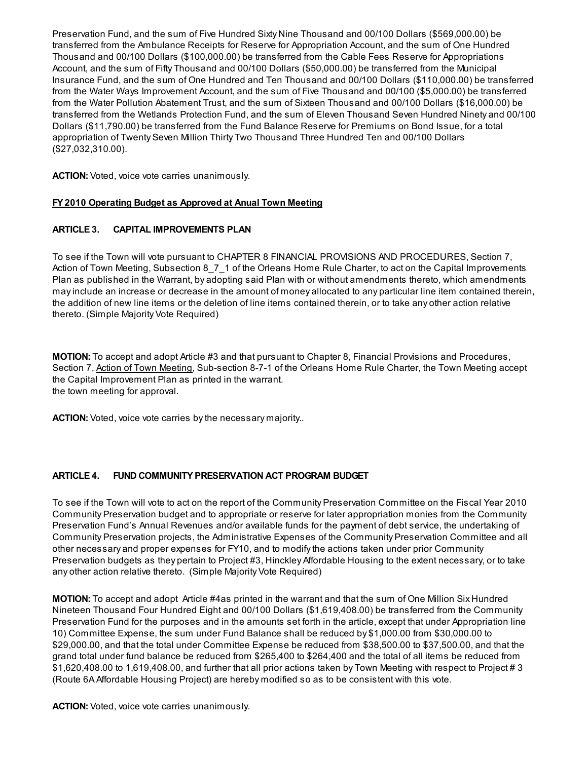Preservation Fund, and the sum of Five Hundred Sixty Nine Thousand and 00/100 Dollars ($569,000.00) be transferred from the Ambulance Receipts for Reserve for Appropriation Account, and the sum of One Hundred Thousand and 00/100 Dollars ($100,000.00) be transferred from the Cable Fees Reserve for Appropriations Account, and the sum of Fifty Thousand and 00/100 Dollars ($50,000.00) be transferred from the Municipal Insurance Fund, and the sum of One Hundred and Ten Thousand and 00/100 Dollars ($110,000.00) be transferred from the Water Ways Improvement Account, and the sum of Five Thousand and 00/100 ($5,000.00) be transferred from the Water Pollution Abatement Trust, and the sum of Sixteen Thousand and 00/100 Dollars ($16,000.00) be transferred from the Wetlands Protection Fund, and the sum of Eleven Thousand Seven Hundred Ninety and 00/100 Dollars ($11,790.00) be transferred from the Fund Balance Reserve for Premiums on Bond Issue, for a total appropriation of Twenty Seven Million Thirty Two Thousand Three Hundred Ten and 00/100 Dollars ($27,032,310.00).

**ACTION:** Voted, voice vote carries unanimously.

**FY 2010 Operating Budget as Approved at Anual Town Meeting**

**ARTICLE 3. CAPITAL IMPROVEMENTS PLAN**

To see if the Town will vote pursuant to CHAPTER 8 FINANCIAL PROVISIONS AND PROCEDURES, Section 7, Action of Town Meeting, Subsection 8_7_1 of the Orleans Home Rule Charter, to act on the Capital Improvements Plan as published in the Warrant, by adopting said Plan with or without amendments thereto, which amendments may include an increase or decrease in the amount of money allocated to any particular line item contained therein, the addition of new line items or the deletion of line items contained therein, or to take any other action relative thereto. (Simple Majority Vote Required)

**MOTION:** To accept and adopt Article #3 and that pursuant to Chapter 8, Financial Provisions and Procedures, Section 7, Action of Town Meeting, Sub-section 8-7-1 of the Orleans Home Rule Charter, the Town Meeting accept the Capital Improvement Plan as printed in the warrant.
the town meeting for approval.

**ACTION:** Voted, voice vote carries by the necessary majority..

**ARTICLE 4. FUND COMMUNITY PRESERVATION ACT PROGRAM BUDGET**

To see if the Town will vote to act on the report of the Community Preservation Committee on the Fiscal Year 2010 Community Preservation budget and to appropriate or reserve for later appropriation monies from the Community Preservation Fund's Annual Revenues and/or available funds for the payment of debt service, the undertaking of Community Preservation projects, the Administrative Expenses of the Community Preservation Committee and all other necessary and proper expenses for FY10, and to modify the actions taken under prior Community Preservation budgets as they pertain to Project #3, Hinckley Affordable Housing to the extent necessary, or to take any other action relative thereto. (Simple Majority Vote Required)

**MOTION:** To accept and adopt Article #4as printed in the warrant and that the sum of One Million Six Hundred Nineteen Thousand Four Hundred Eight and 00/100 Dollars ($1,619,408.00) be transferred from the Community Preservation Fund for the purposes and in the amounts set forth in the article, except that under Appropriation line 10) Committee Expense, the sum under Fund Balance shall be reduced by $1,000.00 from $30,000.00 to $29,000.00, and that the total under Committee Expense be reduced from $38,500.00 to $37,500.00, and that the grand total under fund balance be reduced from $265,400 to $264,400 and the total of all items be reduced from $1,620,408.00 to 1,619,408.00, and further that all prior actions taken by Town Meeting with respect to Project # 3 (Route 6A Affordable Housing Project) are hereby modified so as to be consistent with this vote.

**ACTION:** Voted, voice vote carries unanimously.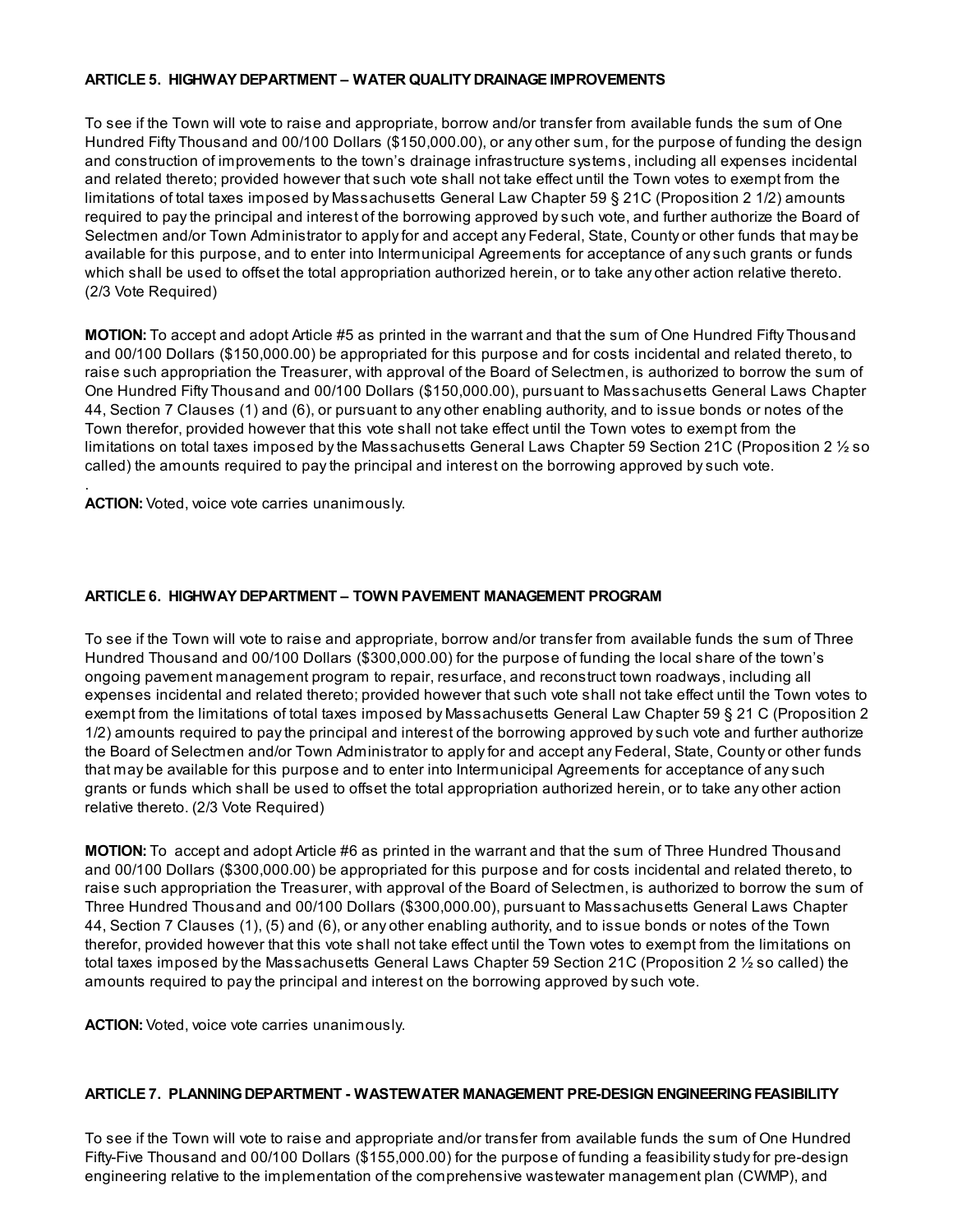**ARTICLE 5. HIGHWAY DEPARTMENT – WATER QUALITY DRAINAGE IMPROVEMENTS**

To see if the Town will vote to raise and appropriate, borrow and/or transfer from available funds the sum of One Hundred Fifty Thousand and 00/100 Dollars ($150,000.00), or any other sum, for the purpose of funding the design and construction of improvements to the town's drainage infrastructure systems, including all expenses incidental and related thereto; provided however that such vote shall not take effect until the Town votes to exempt from the limitations of total taxes imposed by Massachusetts General Law Chapter 59 § 21C (Proposition 2 1/2) amounts required to pay the principal and interest of the borrowing approved by such vote, and further authorize the Board of Selectmen and/or Town Administrator to apply for and accept any Federal, State, County or other funds that may be available for this purpose, and to enter into Intermunicipal Agreements for acceptance of any such grants or funds which shall be used to offset the total appropriation authorized herein, or to take any other action relative thereto. (2/3 Vote Required)

**MOTION:** To accept and adopt Article #5 as printed in the warrant and that the sum of One Hundred Fifty Thousand and 00/100 Dollars ($150,000.00) be appropriated for this purpose and for costs incidental and related thereto, to raise such appropriation the Treasurer, with approval of the Board of Selectmen, is authorized to borrow the sum of One Hundred Fifty Thousand and 00/100 Dollars ($150,000.00), pursuant to Massachusetts General Laws Chapter 44, Section 7 Clauses (1) and (6), or pursuant to any other enabling authority, and to issue bonds or notes of the Town therefor, provided however that this vote shall not take effect until the Town votes to exempt from the limitations on total taxes imposed by the Massachusetts General Laws Chapter 59 Section 21C (Proposition 2 ½ so called) the amounts required to pay the principal and interest on the borrowing approved by such vote.

**ACTION:** Voted, voice vote carries unanimously.

**ARTICLE 6. HIGHWAY DEPARTMENT – TOWN PAVEMENT MANAGEMENT PROGRAM**

To see if the Town will vote to raise and appropriate, borrow and/or transfer from available funds the sum of Three Hundred Thousand and 00/100 Dollars ($300,000.00) for the purpose of funding the local share of the town's ongoing pavement management program to repair, resurface, and reconstruct town roadways, including all expenses incidental and related thereto; provided however that such vote shall not take effect until the Town votes to exempt from the limitations of total taxes imposed by Massachusetts General Law Chapter 59 § 21 C (Proposition 2 1/2) amounts required to pay the principal and interest of the borrowing approved by such vote and further authorize the Board of Selectmen and/or Town Administrator to apply for and accept any Federal, State, County or other funds that may be available for this purpose and to enter into Intermunicipal Agreements for acceptance of any such grants or funds which shall be used to offset the total appropriation authorized herein, or to take any other action relative thereto. (2/3 Vote Required)

**MOTION:** To accept and adopt Article #6 as printed in the warrant and that the sum of Three Hundred Thousand and 00/100 Dollars ($300,000.00) be appropriated for this purpose and for costs incidental and related thereto, to raise such appropriation the Treasurer, with approval of the Board of Selectmen, is authorized to borrow the sum of Three Hundred Thousand and 00/100 Dollars ($300,000.00), pursuant to Massachusetts General Laws Chapter 44, Section 7 Clauses (1), (5) and (6), or any other enabling authority, and to issue bonds or notes of the Town therefor, provided however that this vote shall not take effect until the Town votes to exempt from the limitations on total taxes imposed by the Massachusetts General Laws Chapter 59 Section 21C (Proposition 2 ½ so called) the amounts required to pay the principal and interest on the borrowing approved by such vote.

**ACTION:** Voted, voice vote carries unanimously.

**ARTICLE 7. PLANNING DEPARTMENT - WASTEWATER MANAGEMENT PRE-DESIGN ENGINEERING FEASIBILITY**

To see if the Town will vote to raise and appropriate and/or transfer from available funds the sum of One Hundred Fifty-Five Thousand and 00/100 Dollars ($155,000.00) for the purpose of funding a feasibility study for pre-design engineering relative to the implementation of the comprehensive wastewater management plan (CWMP), and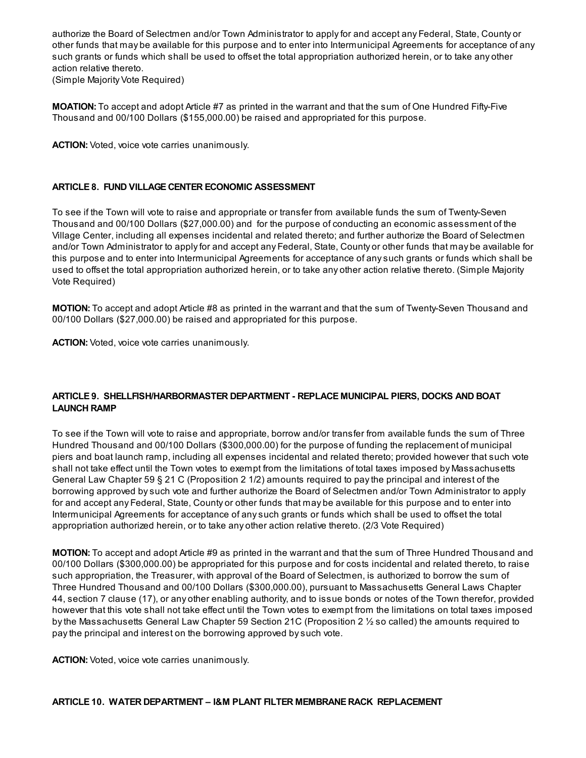authorize the Board of Selectmen and/or Town Administrator to apply for and accept any Federal, State, County or other funds that may be available for this purpose and to enter into Intermunicipal Agreements for acceptance of any such grants or funds which shall be used to offset the total appropriation authorized herein, or to take any other action relative thereto.
(Simple Majority Vote Required)

**MOATION:** To accept and adopt Article #7 as printed in the warrant and that the sum of One Hundred Fifty-Five Thousand and 00/100 Dollars ($155,000.00) be raised and appropriated for this purpose.

**ACTION:** Voted, voice vote carries unanimously.

**ARTICLE 8. FUND VILLAGE CENTER ECONOMIC ASSESSMENT**

To see if the Town will vote to raise and appropriate or transfer from available funds the sum of Twenty-Seven Thousand and 00/100 Dollars ($27,000.00) and for the purpose of conducting an economic assessment of the Village Center, including all expenses incidental and related thereto; and further authorize the Board of Selectmen and/or Town Administrator to apply for and accept any Federal, State, County or other funds that may be available for this purpose and to enter into Intermunicipal Agreements for acceptance of any such grants or funds which shall be used to offset the total appropriation authorized herein, or to take any other action relative thereto. (Simple Majority Vote Required)

**MOTION:** To accept and adopt Article #8 as printed in the warrant and that the sum of Twenty-Seven Thousand and 00/100 Dollars ($27,000.00) be raised and appropriated for this purpose.

**ACTION:** Voted, voice vote carries unanimously.

**ARTICLE 9. SHELLFISH/HARBORMASTER DEPARTMENT - REPLACE MUNICIPAL PIERS, DOCKS AND BOAT LAUNCH RAMP**

To see if the Town will vote to raise and appropriate, borrow and/or transfer from available funds the sum of Three Hundred Thousand and 00/100 Dollars ($300,000.00) for the purpose of funding the replacement of municipal piers and boat launch ramp, including all expenses incidental and related thereto; provided however that such vote shall not take effect until the Town votes to exempt from the limitations of total taxes imposed by Massachusetts General Law Chapter 59 § 21 C (Proposition 2 1/2) amounts required to pay the principal and interest of the borrowing approved by such vote and further authorize the Board of Selectmen and/or Town Administrator to apply for and accept any Federal, State, County or other funds that may be available for this purpose and to enter into Intermunicipal Agreements for acceptance of any such grants or funds which shall be used to offset the total appropriation authorized herein, or to take any other action relative thereto. (2/3 Vote Required)

**MOTION:** To accept and adopt Article #9 as printed in the warrant and that the sum of Three Hundred Thousand and 00/100 Dollars ($300,000.00) be appropriated for this purpose and for costs incidental and related thereto, to raise such appropriation, the Treasurer, with approval of the Board of Selectmen, is authorized to borrow the sum of Three Hundred Thousand and 00/100 Dollars ($300,000.00), pursuant to Massachusetts General Laws Chapter 44, section 7 clause (17), or any other enabling authority, and to issue bonds or notes of the Town therefor, provided however that this vote shall not take effect until the Town votes to exempt from the limitations on total taxes imposed by the Massachusetts General Law Chapter 59 Section 21C (Proposition 2 ½ so called) the amounts required to pay the principal and interest on the borrowing approved by such vote.

**ACTION:** Voted, voice vote carries unanimously.

**ARTICLE 10. WATER DEPARTMENT – I&M PLANT FILTER MEMBRANE RACK REPLACEMENT**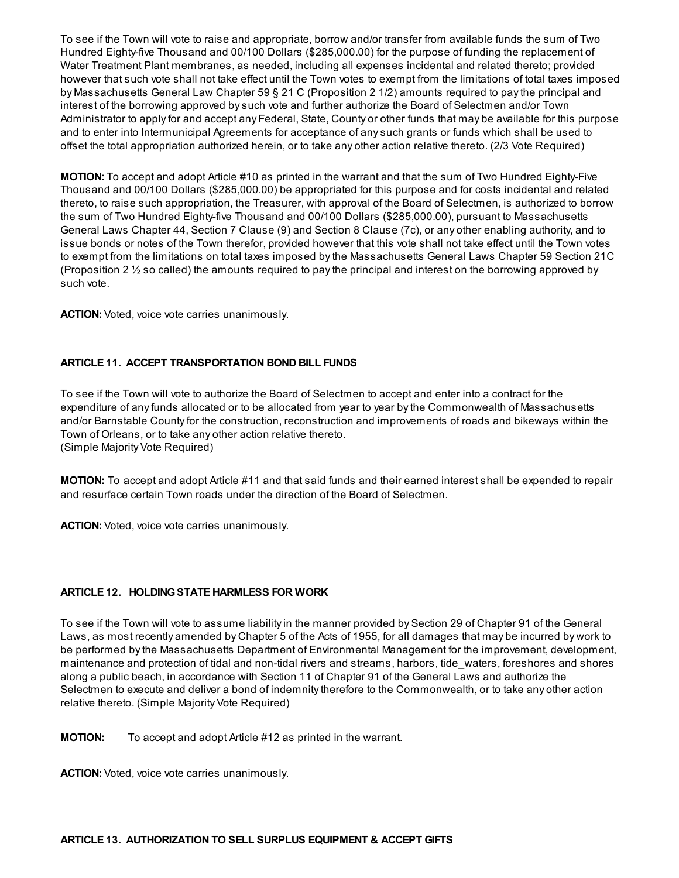To see if the Town will vote to raise and appropriate, borrow and/or transfer from available funds the sum of Two Hundred Eighty-five Thousand and 00/100 Dollars ($285,000.00) for the purpose of funding the replacement of Water Treatment Plant membranes, as needed, including all expenses incidental and related thereto; provided however that such vote shall not take effect until the Town votes to exempt from the limitations of total taxes imposed by Massachusetts General Law Chapter 59 § 21 C (Proposition 2 1/2) amounts required to pay the principal and interest of the borrowing approved by such vote and further authorize the Board of Selectmen and/or Town Administrator to apply for and accept any Federal, State, County or other funds that may be available for this purpose and to enter into Intermunicipal Agreements for acceptance of any such grants or funds which shall be used to offset the total appropriation authorized herein, or to take any other action relative thereto. (2/3 Vote Required)

**MOTION:** To accept and adopt Article #10 as printed in the warrant and that the sum of Two Hundred Eighty-Five Thousand and 00/100 Dollars ($285,000.00) be appropriated for this purpose and for costs incidental and related thereto, to raise such appropriation, the Treasurer, with approval of the Board of Selectmen, is authorized to borrow the sum of Two Hundred Eighty-five Thousand and 00/100 Dollars ($285,000.00), pursuant to Massachusetts General Laws Chapter 44, Section 7 Clause (9) and Section 8 Clause (7c), or any other enabling authority, and to issue bonds or notes of the Town therefor, provided however that this vote shall not take effect until the Town votes to exempt from the limitations on total taxes imposed by the Massachusetts General Laws Chapter 59 Section 21C (Proposition 2 ½ so called) the amounts required to pay the principal and interest on the borrowing approved by such vote.

**ACTION:** Voted, voice vote carries unanimously.

**ARTICLE 11. ACCEPT TRANSPORTATION BOND BILL FUNDS**

To see if the Town will vote to authorize the Board of Selectmen to accept and enter into a contract for the expenditure of any funds allocated or to be allocated from year to year by the Commonwealth of Massachusetts and/or Barnstable County for the construction, reconstruction and improvements of roads and bikeways within the Town of Orleans, or to take any other action relative thereto.
(Simple Majority Vote Required)

**MOTION:** To accept and adopt Article #11 and that said funds and their earned interest shall be expended to repair and resurface certain Town roads under the direction of the Board of Selectmen.

**ACTION:** Voted, voice vote carries unanimously.

**ARTICLE 12. HOLDING STATE HARMLESS FOR WORK**

To see if the Town will vote to assume liability in the manner provided by Section 29 of Chapter 91 of the General Laws, as most recently amended by Chapter 5 of the Acts of 1955, for all damages that may be incurred by work to be performed by the Massachusetts Department of Environmental Management for the improvement, development, maintenance and protection of tidal and non-tidal rivers and streams, harbors, tide_waters, foreshores and shores along a public beach, in accordance with Section 11 of Chapter 91 of the General Laws and authorize the Selectmen to execute and deliver a bond of indemnity therefore to the Commonwealth, or to take any other action relative thereto. (Simple Majority Vote Required)

**MOTION:** To accept and adopt Article #12 as printed in the warrant.

**ACTION:** Voted, voice vote carries unanimously.

**ARTICLE 13. AUTHORIZATION TO SELL SURPLUS EQUIPMENT & ACCEPT GIFTS**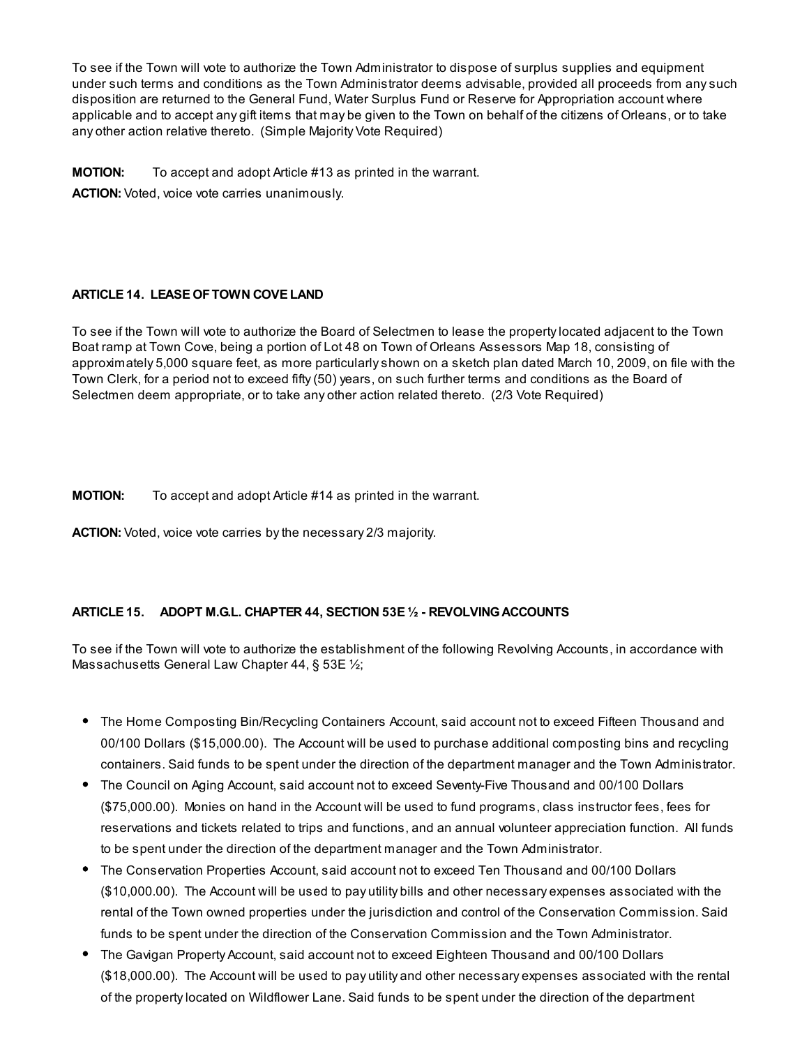To see if the Town will vote to authorize the Town Administrator to dispose of surplus supplies and equipment under such terms and conditions as the Town Administrator deems advisable, provided all proceeds from any such disposition are returned to the General Fund, Water Surplus Fund or Reserve for Appropriation account where applicable and to accept any gift items that may be given to the Town on behalf of the citizens of Orleans, or to take any other action relative thereto. (Simple Majority Vote Required)

**MOTION:** To accept and adopt Article #13 as printed in the warrant.

**ACTION:** Voted, voice vote carries unanimously.

**ARTICLE 14. LEASE OF TOWN COVE LAND**

To see if the Town will vote to authorize the Board of Selectmen to lease the property located adjacent to the Town Boat ramp at Town Cove, being a portion of Lot 48 on Town of Orleans Assessors Map 18, consisting of approximately 5,000 square feet, as more particularly shown on a sketch plan dated March 10, 2009, on file with the Town Clerk, for a period not to exceed fifty (50) years, on such further terms and conditions as the Board of Selectmen deem appropriate, or to take any other action related thereto. (2/3 Vote Required)

**MOTION:** To accept and adopt Article #14 as printed in the warrant.

**ACTION:** Voted, voice vote carries by the necessary 2/3 majority.

**ARTICLE 15. ADOPT M.G.L. CHAPTER 44, SECTION 53E ½ - REVOLVING ACCOUNTS**

To see if the Town will vote to authorize the establishment of the following Revolving Accounts, in accordance with Massachusetts General Law Chapter 44, § 53E ½;

- The Home Composting Bin/Recycling Containers Account, said account not to exceed Fifteen Thousand and 00/100 Dollars ($15,000.00). The Account will be used to purchase additional composting bins and recycling containers. Said funds to be spent under the direction of the department manager and the Town Administrator.
- The Council on Aging Account, said account not to exceed Seventy-Five Thousand and 00/100 Dollars ($75,000.00). Monies on hand in the Account will be used to fund programs, class instructor fees, fees for reservations and tickets related to trips and functions, and an annual volunteer appreciation function. All funds to be spent under the direction of the department manager and the Town Administrator.
- The Conservation Properties Account, said account not to exceed Ten Thousand and 00/100 Dollars ($10,000.00). The Account will be used to pay utility bills and other necessary expenses associated with the rental of the Town owned properties under the jurisdiction and control of the Conservation Commission. Said funds to be spent under the direction of the Conservation Commission and the Town Administrator.
- The Gavigan Property Account, said account not to exceed Eighteen Thousand and 00/100 Dollars ($18,000.00). The Account will be used to pay utility and other necessary expenses associated with the rental of the property located on Wildflower Lane. Said funds to be spent under the direction of the department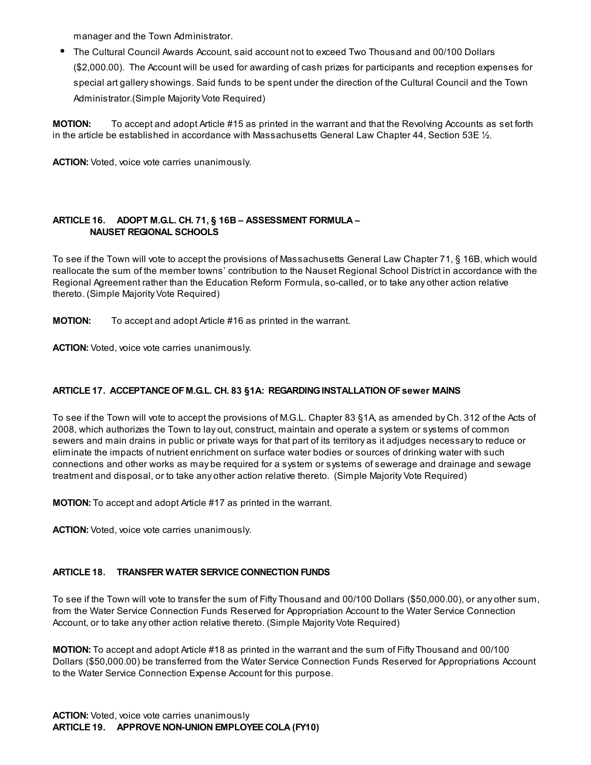manager and the Town Administrator.

- The Cultural Council Awards Account, said account not to exceed Two Thousand and 00/100 Dollars ($2,000.00). The Account will be used for awarding of cash prizes for participants and reception expenses for special art gallery showings. Said funds to be spent under the direction of the Cultural Council and the Town Administrator.(Simple Majority Vote Required)

**MOTION:** To accept and adopt Article #15 as printed in the warrant and that the Revolving Accounts as set forth in the article be established in accordance with Massachusetts General Law Chapter 44, Section 53E ½.

**ACTION:** Voted, voice vote carries unanimously.

### ARTICLE 16. ADOPT M.G.L. CH. 71, § 16B – ASSESSMENT FORMULA – NAUSET REGIONAL SCHOOLS

To see if the Town will vote to accept the provisions of Massachusetts General Law Chapter 71, § 16B, which would reallocate the sum of the member towns' contribution to the Nauset Regional School District in accordance with the Regional Agreement rather than the Education Reform Formula, so-called, or to take any other action relative thereto. (Simple Majority Vote Required)

**MOTION:** To accept and adopt Article #16 as printed in the warrant.

**ACTION:** Voted, voice vote carries unanimously.

### ARTICLE 17. ACCEPTANCE OF M.G.L. CH. 83 §1A: REGARDING INSTALLATION OF sewer MAINS

To see if the Town will vote to accept the provisions of M.G.L. Chapter 83 §1A, as amended by Ch. 312 of the Acts of 2008, which authorizes the Town to lay out, construct, maintain and operate a system or systems of common sewers and main drains in public or private ways for that part of its territory as it adjudges necessary to reduce or eliminate the impacts of nutrient enrichment on surface water bodies or sources of drinking water with such connections and other works as may be required for a system or systems of sewerage and drainage and sewage treatment and disposal, or to take any other action relative thereto. (Simple Majority Vote Required)

**MOTION:** To accept and adopt Article #17 as printed in the warrant.

**ACTION:** Voted, voice vote carries unanimously.

### ARTICLE 18. TRANSFER WATER SERVICE CONNECTION FUNDS

To see if the Town will vote to transfer the sum of Fifty Thousand and 00/100 Dollars ($50,000.00), or any other sum, from the Water Service Connection Funds Reserved for Appropriation Account to the Water Service Connection Account, or to take any other action relative thereto. (Simple Majority Vote Required)

**MOTION:** To accept and adopt Article #18 as printed in the warrant and the sum of Fifty Thousand and 00/100 Dollars ($50,000.00) be transferred from the Water Service Connection Funds Reserved for Appropriations Account to the Water Service Connection Expense Account for this purpose.

**ACTION:** Voted, voice vote carries unanimously

### ARTICLE 19. APPROVE NON-UNION EMPLOYEE COLA (FY10)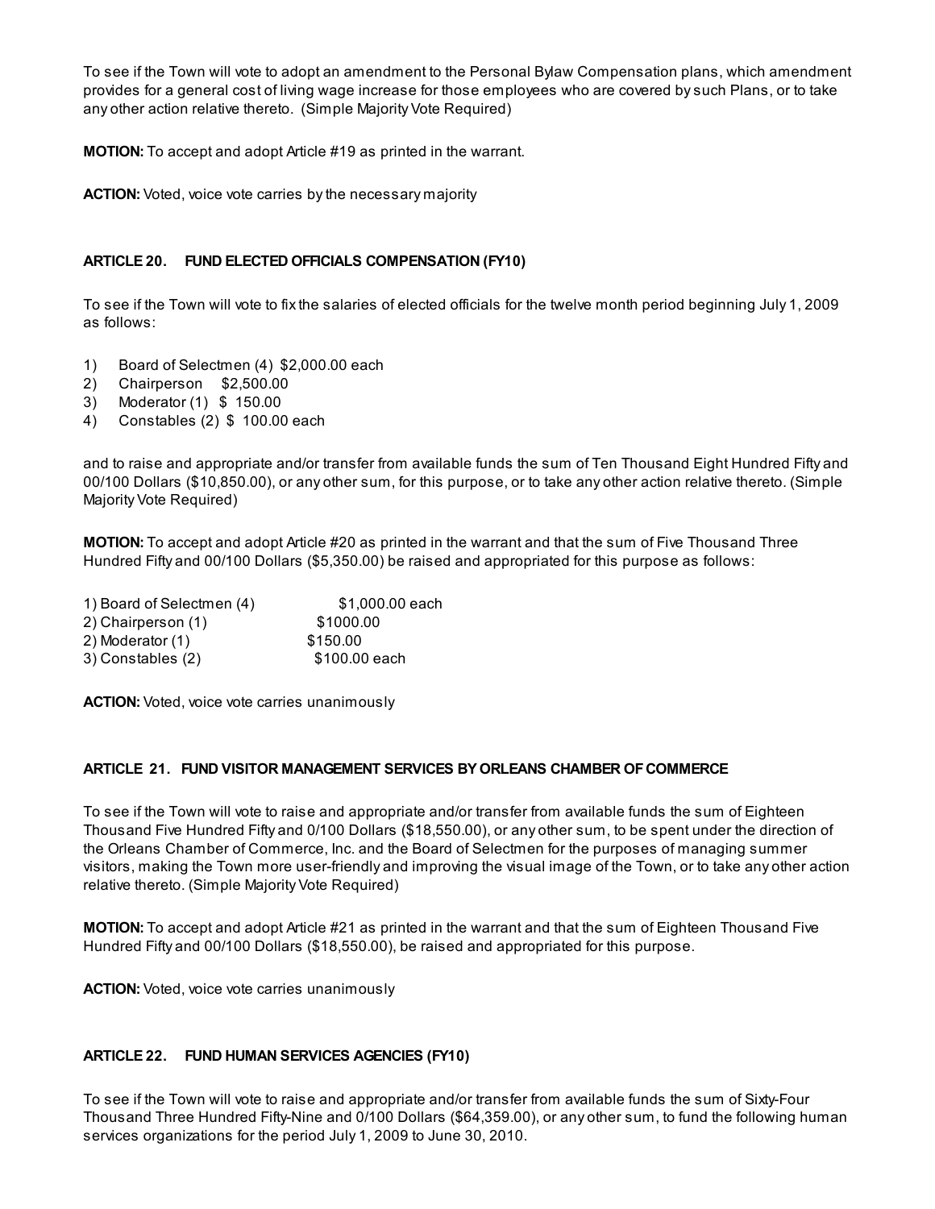To see if the Town will vote to adopt an amendment to the Personal Bylaw Compensation plans, which amendment provides for a general cost of living wage increase for those employees who are covered by such Plans, or to take any other action relative thereto. (Simple Majority Vote Required)

**MOTION:** To accept and adopt Article #19 as printed in the warrant.

**ACTION:** Voted, voice vote carries by the necessary majority

### ARTICLE 20. FUND ELECTED OFFICIALS COMPENSATION (FY10)

To see if the Town will vote to fix the salaries of elected officials for the twelve month period beginning July 1, 2009 as follows:

1) Board of Selectmen (4) $2,000.00 each
2) Chairperson $2,500.00
3) Moderator (1) $ 150.00
4) Constables (2) $ 100.00 each

and to raise and appropriate and/or transfer from available funds the sum of Ten Thousand Eight Hundred Fifty and 00/100 Dollars ($10,850.00), or any other sum, for this purpose, or to take any other action relative thereto. (Simple Majority Vote Required)

**MOTION:** To accept and adopt Article #20 as printed in the warrant and that the sum of Five Thousand Three Hundred Fifty and 00/100 Dollars ($5,350.00) be raised and appropriated for this purpose as follows:

1) Board of Selectmen (4) $1,000.00 each
2) Chairperson (1) $1000.00
2) Moderator (1) $150.00
3) Constables (2) $100.00 each

**ACTION:** Voted, voice vote carries unanimously

### ARTICLE 21. FUND VISITOR MANAGEMENT SERVICES BY ORLEANS CHAMBER OF COMMERCE

To see if the Town will vote to raise and appropriate and/or transfer from available funds the sum of Eighteen Thousand Five Hundred Fifty and 0/100 Dollars ($18,550.00), or any other sum, to be spent under the direction of the Orleans Chamber of Commerce, Inc. and the Board of Selectmen for the purposes of managing summer visitors, making the Town more user-friendly and improving the visual image of the Town, or to take any other action relative thereto. (Simple Majority Vote Required)

**MOTION:** To accept and adopt Article #21 as printed in the warrant and that the sum of Eighteen Thousand Five Hundred Fifty and 00/100 Dollars ($18,550.00), be raised and appropriated for this purpose.

**ACTION:** Voted, voice vote carries unanimously

### ARTICLE 22. FUND HUMAN SERVICES AGENCIES (FY10)

To see if the Town will vote to raise and appropriate and/or transfer from available funds the sum of Sixty-Four Thousand Three Hundred Fifty-Nine and 0/100 Dollars ($64,359.00), or any other sum, to fund the following human services organizations for the period July 1, 2009 to June 30, 2010.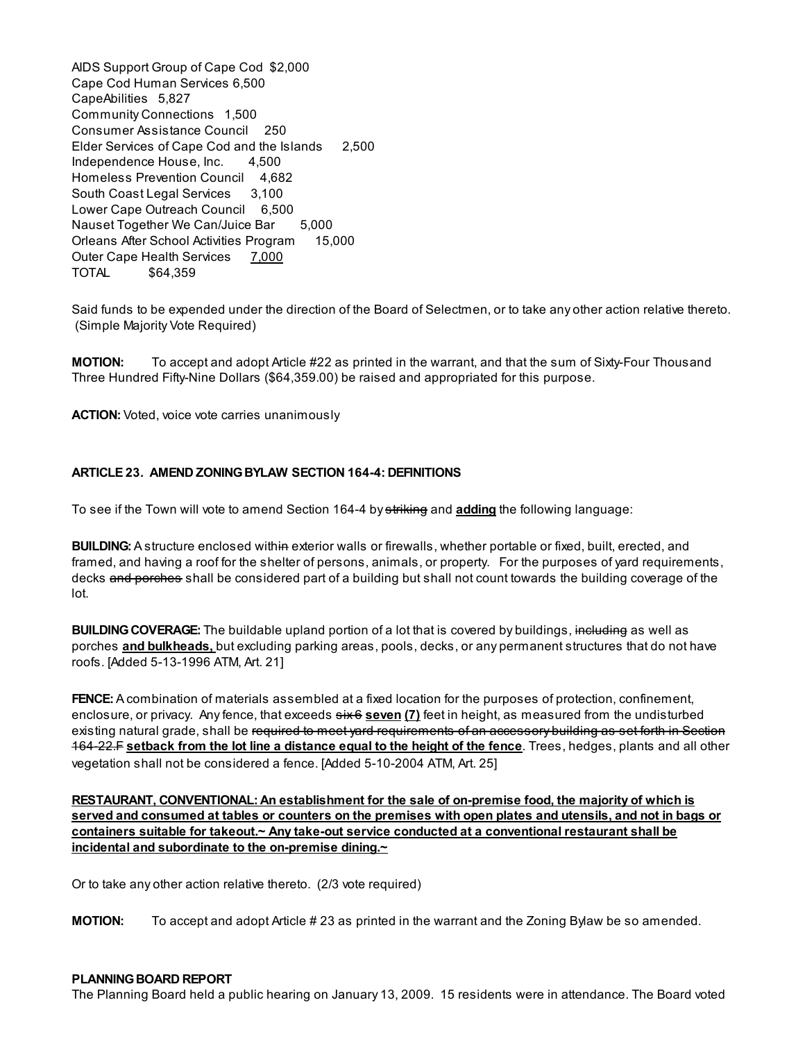AIDS Support Group of Cape Cod $2,000
Cape Cod Human Services 6,500
CapeAbilities 5,827
Community Connections 1,500
Consumer Assistance Council 250
Elder Services of Cape Cod and the Islands 2,500
Independence House, Inc. 4,500
Homeless Prevention Council 4,682
South Coast Legal Services 3,100
Lower Cape Outreach Council 6,500
Nauset Together We Can/Juice Bar 5,000
Orleans After School Activities Program 15,000
Outer Cape Health Services <u>7,000</u>
TOTAL $64,359

Said funds to be expended under the direction of the Board of Selectmen, or to take any other action relative thereto. (Simple Majority Vote Required)

**MOTION:** To accept and adopt Article #22 as printed in the warrant, and that the sum of Sixty-Four Thousand Three Hundred Fifty-Nine Dollars ($64,359.00) be raised and appropriated for this purpose.

**ACTION:** Voted, voice vote carries unanimously

### ARTICLE 23. AMEND ZONING BYLAW SECTION 164-4: DEFINITIONS

To see if the Town will vote to amend Section 164-4 by ~~striking~~ and **<u>adding</u>** the following language:

**BUILDING:** A structure enclosed with~~in~~ exterior walls or firewalls, whether portable or fixed, built, erected, and framed, and having a roof for the shelter of persons, animals, or property. For the purposes of yard requirements, decks ~~and porches~~ shall be considered part of a building but shall not count towards the building coverage of the lot.

**BUILDING COVERAGE:** The buildable upland portion of a lot that is covered by buildings, ~~including~~ as well as porches **<u>and bulkheads,</u>** but excluding parking areas, pools, decks, or any permanent structures that do not have roofs. [Added 5-13-1996 ATM, Art. 21]

**FENCE:** A combination of materials assembled at a fixed location for the purposes of protection, confinement, enclosure, or privacy. Any fence, that exceeds ~~six 6~~ **<u>seven (7)</u>** feet in height, as measured from the undisturbed existing natural grade, shall be ~~required to meet yard requirements of an accessory building as set forth in Section 164-22.F~~ **<u>setback from the lot line a distance equal to the height of the fence</u>**. Trees, hedges, plants and all other vegetation shall not be considered a fence. [Added 5-10-2004 ATM, Art. 25]

**<u>RESTAURANT, CONVENTIONAL: An establishment for the sale of on-premise food, the majority of which is served and consumed at tables or counters on the premises with open plates and utensils, and not in bags or containers suitable for takeout.~ Any take-out service conducted at a conventional restaurant shall be incidental and subordinate to the on-premise dining.~</u>**

Or to take any other action relative thereto. (2/3 vote required)

**MOTION:** To accept and adopt Article # 23 as printed in the warrant and the Zoning Bylaw be so amended.

**PLANNING BOARD REPORT**
The Planning Board held a public hearing on January 13, 2009. 15 residents were in attendance. The Board voted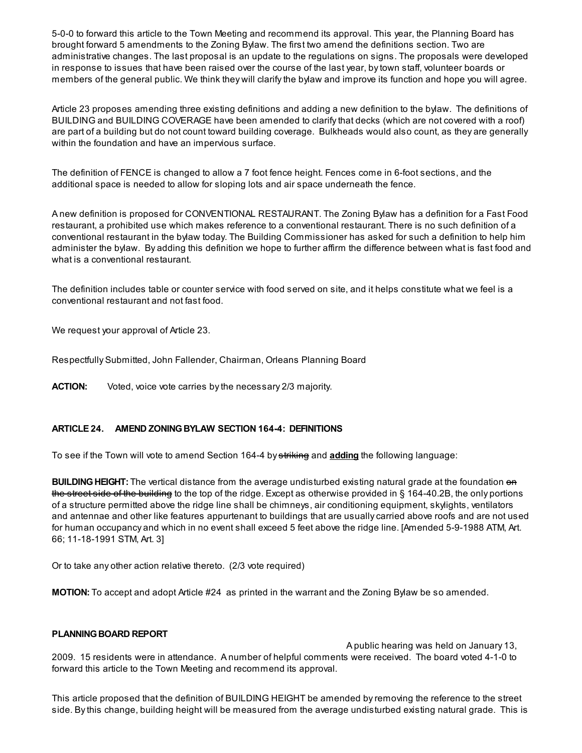5-0-0 to forward this article to the Town Meeting and recommend its approval. This year, the Planning Board has brought forward 5 amendments to the Zoning Bylaw. The first two amend the definitions section. Two are administrative changes. The last proposal is an update to the regulations on signs. The proposals were developed in response to issues that have been raised over the course of the last year, by town staff, volunteer boards or members of the general public. We think they will clarify the bylaw and improve its function and hope you will agree.

Article 23 proposes amending three existing definitions and adding a new definition to the bylaw. The definitions of BUILDING and BUILDING COVERAGE have been amended to clarify that decks (which are not covered with a roof) are part of a building but do not count toward building coverage. Bulkheads would also count, as they are generally within the foundation and have an impervious surface.

The definition of FENCE is changed to allow a 7 foot fence height. Fences come in 6-foot sections, and the additional space is needed to allow for sloping lots and air space underneath the fence.

A new definition is proposed for CONVENTIONAL RESTAURANT. The Zoning Bylaw has a definition for a Fast Food restaurant, a prohibited use which makes reference to a conventional restaurant. There is no such definition of a conventional restaurant in the bylaw today. The Building Commissioner has asked for such a definition to help him administer the bylaw. By adding this definition we hope to further affirm the difference between what is fast food and what is a conventional restaurant.

The definition includes table or counter service with food served on site, and it helps constitute what we feel is a conventional restaurant and not fast food.

We request your approval of Article 23.

Respectfully Submitted, John Fallender, Chairman, Orleans Planning Board

**ACTION:** Voted, voice vote carries by the necessary 2/3 majority.

### ARTICLE 24. AMEND ZONING BYLAW SECTION 164-4: DEFINITIONS

To see if the Town will vote to amend Section 164-4 by ~~striking~~ and **adding** the following language:

**BUILDING HEIGHT:** The vertical distance from the average undisturbed existing natural grade at the foundation ~~on the street side of the building~~ to the top of the ridge. Except as otherwise provided in § 164-40.2B, the only portions of a structure permitted above the ridge line shall be chimneys, air conditioning equipment, skylights, ventilators and antennae and other like features appurtenant to buildings that are usually carried above roofs and are not used for human occupancy and which in no event shall exceed 5 feet above the ridge line. [Amended 5-9-1988 ATM, Art. 66; 11-18-1991 STM, Art. 3]

Or to take any other action relative thereto. (2/3 vote required)

**MOTION:** To accept and adopt Article #24 as printed in the warrant and the Zoning Bylaw be so amended.

**PLANNING BOARD REPORT**

A public hearing was held on January 13, 2009. 15 residents were in attendance. A number of helpful comments were received. The board voted 4-1-0 to forward this article to the Town Meeting and recommend its approval.

This article proposed that the definition of BUILDING HEIGHT be amended by removing the reference to the street side. By this change, building height will be measured from the average undisturbed existing natural grade. This is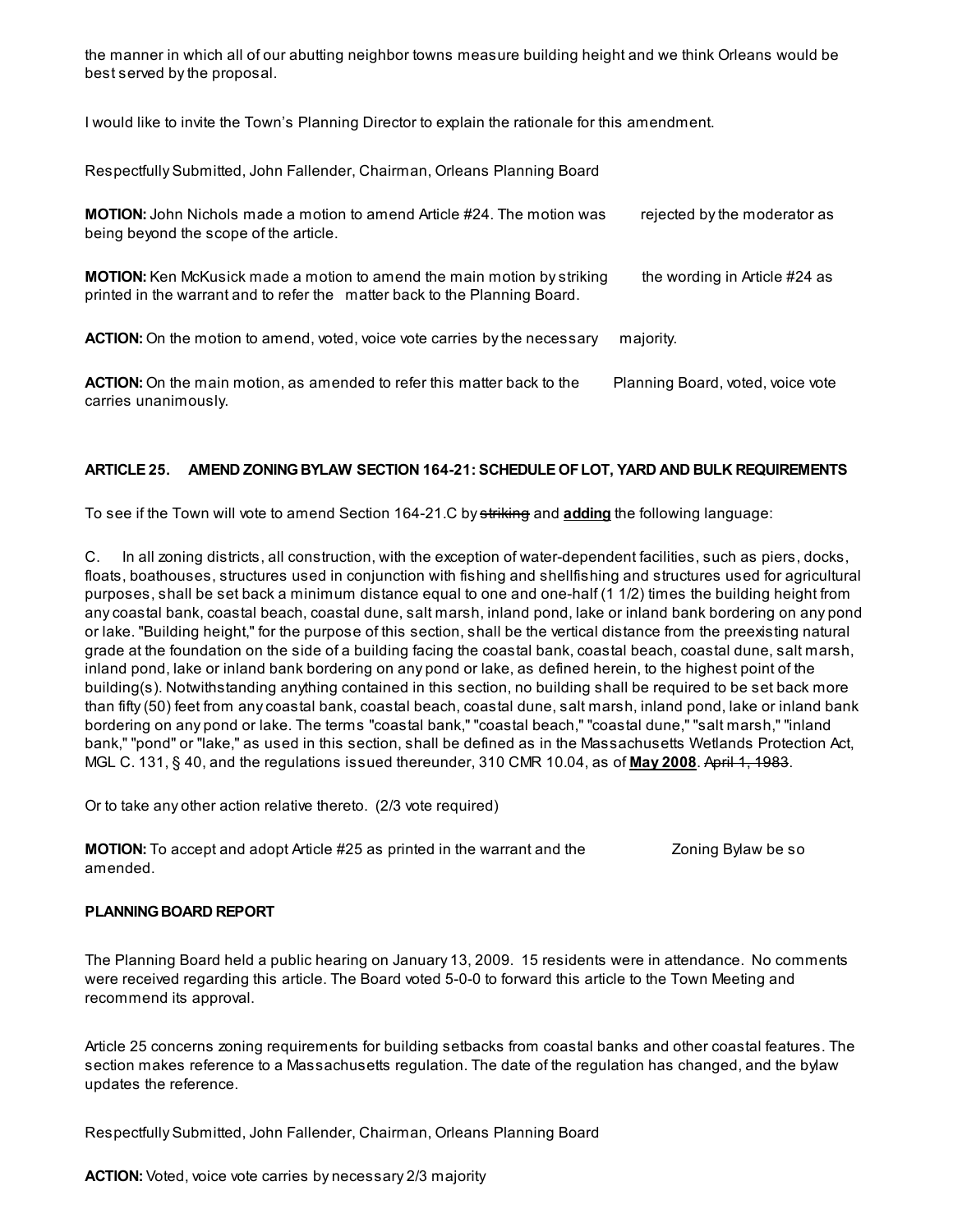the manner in which all of our abutting neighbor towns measure building height and we think Orleans would be best served by the proposal.

I would like to invite the Town's Planning Director to explain the rationale for this amendment.

Respectfully Submitted, John Fallender, Chairman, Orleans Planning Board

**MOTION:** John Nichols made a motion to amend Article #24. The motion was rejected by the moderator as being beyond the scope of the article.

**MOTION:** Ken McKusick made a motion to amend the main motion by striking the wording in Article #24 as printed in the warrant and to refer the matter back to the Planning Board.

**ACTION:** On the motion to amend, voted, voice vote carries by the necessary majority.

**ACTION:** On the main motion, as amended to refer this matter back to the Planning Board, voted, voice vote carries unanimously.

**ARTICLE 25. AMEND ZONING BYLAW SECTION 164-21: SCHEDULE OF LOT, YARD AND BULK REQUIREMENTS**

To see if the Town will vote to amend Section 164-21.C by ~~striking~~ and **adding** the following language:

C. In all zoning districts, all construction, with the exception of water-dependent facilities, such as piers, docks, floats, boathouses, structures used in conjunction with fishing and shellfishing and structures used for agricultural purposes, shall be set back a minimum distance equal to one and one-half (1 1/2) times the building height from any coastal bank, coastal beach, coastal dune, salt marsh, inland pond, lake or inland bank bordering on any pond or lake. "Building height," for the purpose of this section, shall be the vertical distance from the preexisting natural grade at the foundation on the side of a building facing the coastal bank, coastal beach, coastal dune, salt marsh, inland pond, lake or inland bank bordering on any pond or lake, as defined herein, to the highest point of the building(s). Notwithstanding anything contained in this section, no building shall be required to be set back more than fifty (50) feet from any coastal bank, coastal beach, coastal dune, salt marsh, inland pond, lake or inland bank bordering on any pond or lake. The terms "coastal bank," "coastal beach," "coastal dune," "salt marsh," "inland bank," "pond" or "lake," as used in this section, shall be defined as in the Massachusetts Wetlands Protection Act, MGL C. 131, § 40, and the regulations issued thereunder, 310 CMR 10.04, as of **May 2008**. ~~April 1, 1983~~.

Or to take any other action relative thereto. (2/3 vote required)

**MOTION:** To accept and adopt Article #25 as printed in the warrant and the Zoning Bylaw be so amended.

**PLANNING BOARD REPORT**

The Planning Board held a public hearing on January 13, 2009. 15 residents were in attendance. No comments were received regarding this article. The Board voted 5-0-0 to forward this article to the Town Meeting and recommend its approval.

Article 25 concerns zoning requirements for building setbacks from coastal banks and other coastal features. The section makes reference to a Massachusetts regulation. The date of the regulation has changed, and the bylaw updates the reference.

Respectfully Submitted, John Fallender, Chairman, Orleans Planning Board

**ACTION:** Voted, voice vote carries by necessary 2/3 majority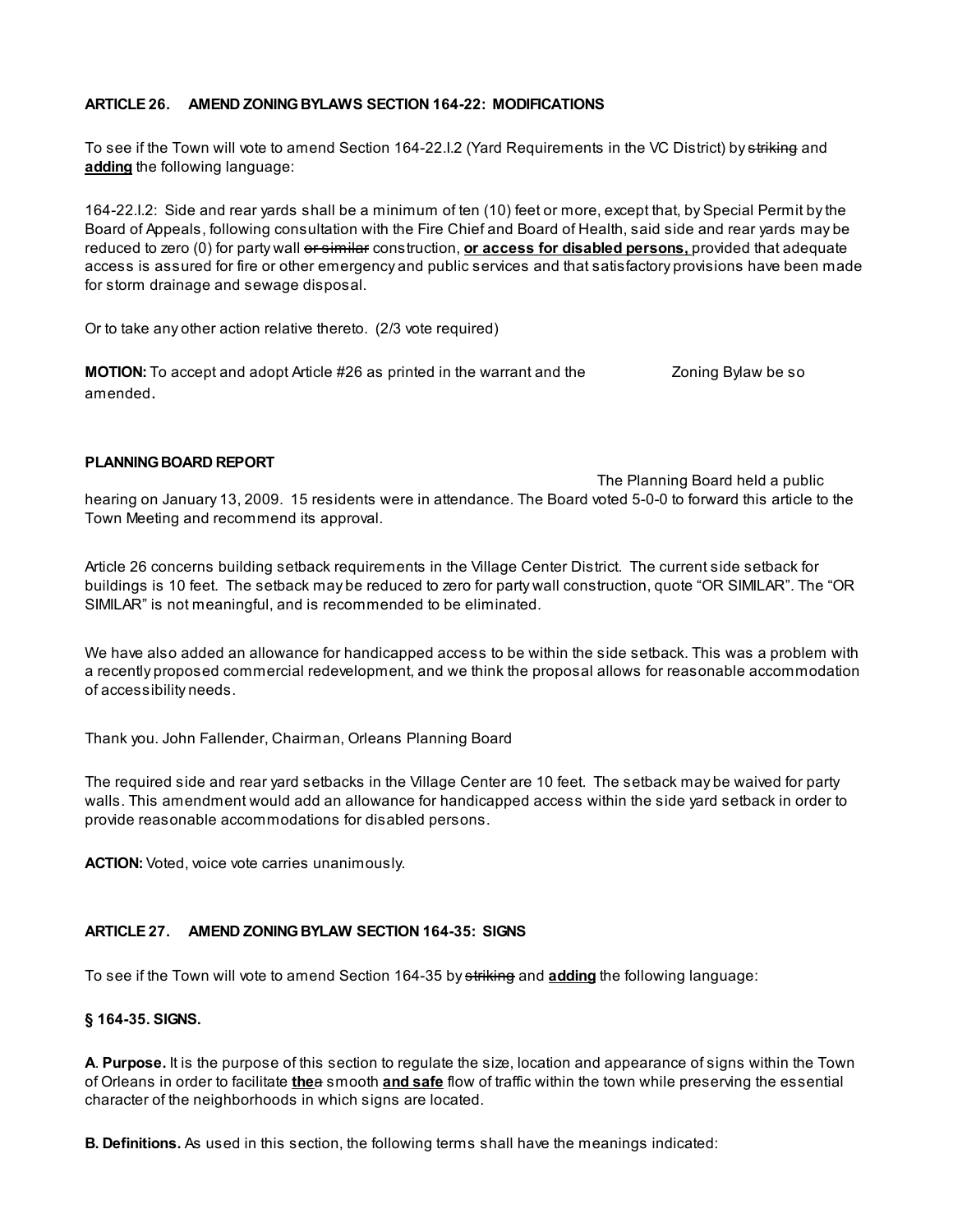**ARTICLE 26. AMEND ZONING BYLAWS SECTION 164-22: MODIFICATIONS**

To see if the Town will vote to amend Section 164-22.I.2 (Yard Requirements in the VC District) by ~~striking~~ and **<u>adding</u>** the following language:

164-22.I.2: Side and rear yards shall be a minimum of ten (10) feet or more, except that, by Special Permit by the Board of Appeals, following consultation with the Fire Chief and Board of Health, said side and rear yards may be reduced to zero (0) for party wall ~~or similar~~ construction, **<u>or access for disabled persons,</u>** provided that adequate access is assured for fire or other emergency and public services and that satisfactory provisions have been made for storm drainage and sewage disposal.

Or to take any other action relative thereto. (2/3 vote required)

**MOTION:** To accept and adopt Article #26 as printed in the warrant and the Zoning Bylaw be so amended.

**PLANNING BOARD REPORT**

The Planning Board held a public hearing on January 13, 2009. 15 residents were in attendance. The Board voted 5-0-0 to forward this article to the Town Meeting and recommend its approval.

Article 26 concerns building setback requirements in the Village Center District. The current side setback for buildings is 10 feet. The setback may be reduced to zero for party wall construction, quote "OR SIMILAR". The "OR SIMILAR" is not meaningful, and is recommended to be eliminated.

We have also added an allowance for handicapped access to be within the side setback. This was a problem with a recently proposed commercial redevelopment, and we think the proposal allows for reasonable accommodation of accessibility needs.

Thank you. John Fallender, Chairman, Orleans Planning Board

The required side and rear yard setbacks in the Village Center are 10 feet. The setback may be waived for party walls. This amendment would add an allowance for handicapped access within the side yard setback in order to provide reasonable accommodations for disabled persons.

**ACTION:** Voted, voice vote carries unanimously.

**ARTICLE 27. AMEND ZONING BYLAW SECTION 164-35: SIGNS**

To see if the Town will vote to amend Section 164-35 by ~~striking~~ and **<u>adding</u>** the following language:

**§ 164-35. SIGNS.**

**A**. **Purpose.** It is the purpose of this section to regulate the size, location and appearance of signs within the Town of Orleans in order to facilitate **<u>the</u>**~~a~~ smooth **<u>and safe</u>** flow of traffic within the town while preserving the essential character of the neighborhoods in which signs are located.

**B. Definitions.** As used in this section, the following terms shall have the meanings indicated: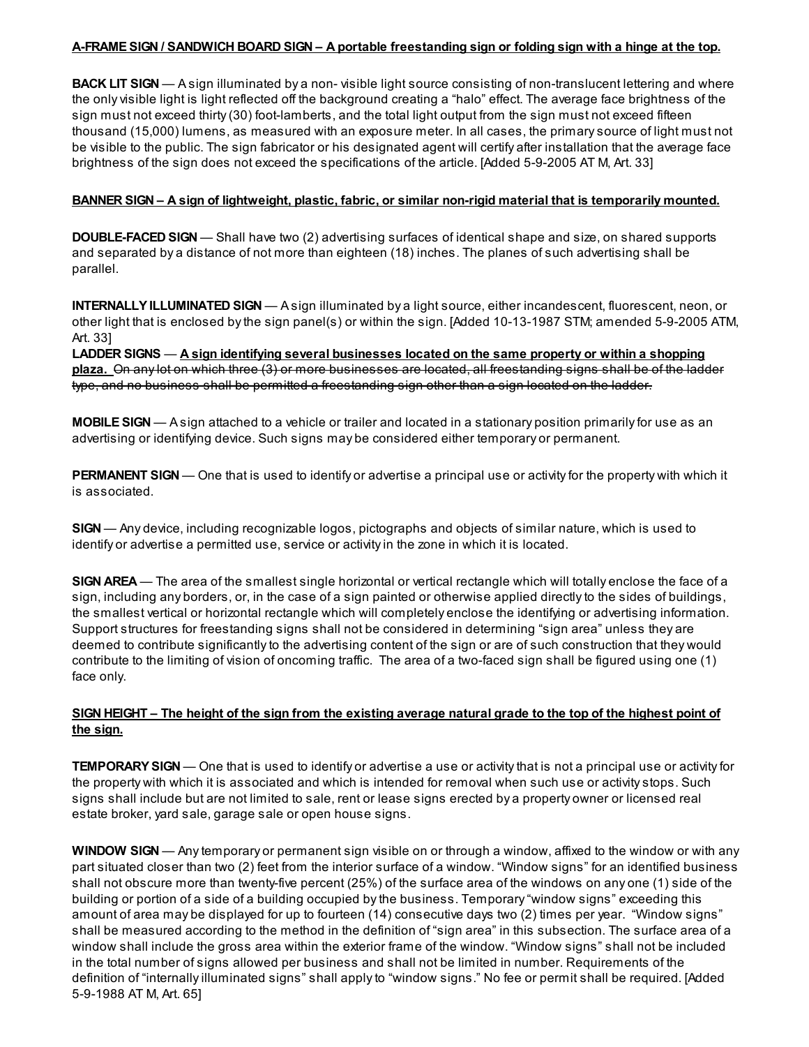**A-FRAME SIGN / SANDWICH BOARD SIGN – A portable freestanding sign or folding sign with a hinge at the top.**

**BACK LIT SIGN** — A sign illuminated by a non- visible light source consisting of non-translucent lettering and where the only visible light is light reflected off the background creating a "halo" effect. The average face brightness of the sign must not exceed thirty (30) foot-lamberts, and the total light output from the sign must not exceed fifteen thousand (15,000) lumens, as measured with an exposure meter. In all cases, the primary source of light must not be visible to the public. The sign fabricator or his designated agent will certify after installation that the average face brightness of the sign does not exceed the specifications of the article. [Added 5-9-2005 AT M, Art. 33]

**BANNER SIGN – A sign of lightweight, plastic, fabric, or similar non-rigid material that is temporarily mounted.**

**DOUBLE-FACED SIGN** — Shall have two (2) advertising surfaces of identical shape and size, on shared supports and separated by a distance of not more than eighteen (18) inches. The planes of such advertising shall be parallel.

**INTERNALLY ILLUMINATED SIGN** — A sign illuminated by a light source, either incandescent, fluorescent, neon, or other light that is enclosed by the sign panel(s) or within the sign. [Added 10-13-1987 STM; amended 5-9-2005 ATM, Art. 33]

**LADDER SIGNS** — **A sign identifying several businesses located on the same property or within a shopping plaza.** ~~On any lot on which three (3) or more businesses are located, all freestanding signs shall be of the ladder type, and no business shall be permitted a freestanding sign other than a sign located on the ladder.~~

**MOBILE SIGN** — A sign attached to a vehicle or trailer and located in a stationary position primarily for use as an advertising or identifying device. Such signs may be considered either temporary or permanent.

**PERMANENT SIGN** — One that is used to identify or advertise a principal use or activity for the property with which it is associated.

**SIGN** — Any device, including recognizable logos, pictographs and objects of similar nature, which is used to identify or advertise a permitted use, service or activity in the zone in which it is located.

**SIGN AREA** — The area of the smallest single horizontal or vertical rectangle which will totally enclose the face of a sign, including any borders, or, in the case of a sign painted or otherwise applied directly to the sides of buildings, the smallest vertical or horizontal rectangle which will completely enclose the identifying or advertising information. Support structures for freestanding signs shall not be considered in determining "sign area" unless they are deemed to contribute significantly to the advertising content of the sign or are of such construction that they would contribute to the limiting of vision of oncoming traffic. The area of a two-faced sign shall be figured using one (1) face only.

**SIGN HEIGHT – The height of the sign from the existing average natural grade to the top of the highest point of the sign.**

**TEMPORARY SIGN** — One that is used to identify or advertise a use or activity that is not a principal use or activity for the property with which it is associated and which is intended for removal when such use or activity stops. Such signs shall include but are not limited to sale, rent or lease signs erected by a property owner or licensed real estate broker, yard sale, garage sale or open house signs.

**WINDOW SIGN** — Any temporary or permanent sign visible on or through a window, affixed to the window or with any part situated closer than two (2) feet from the interior surface of a window. "Window signs" for an identified business shall not obscure more than twenty-five percent (25%) of the surface area of the windows on any one (1) side of the building or portion of a side of a building occupied by the business. Temporary "window signs" exceeding this amount of area may be displayed for up to fourteen (14) consecutive days two (2) times per year. "Window signs" shall be measured according to the method in the definition of "sign area" in this subsection. The surface area of a window shall include the gross area within the exterior frame of the window. "Window signs" shall not be included in the total number of signs allowed per business and shall not be limited in number. Requirements of the definition of "internally illuminated signs" shall apply to "window signs." No fee or permit shall be required. [Added 5-9-1988 AT M, Art. 65]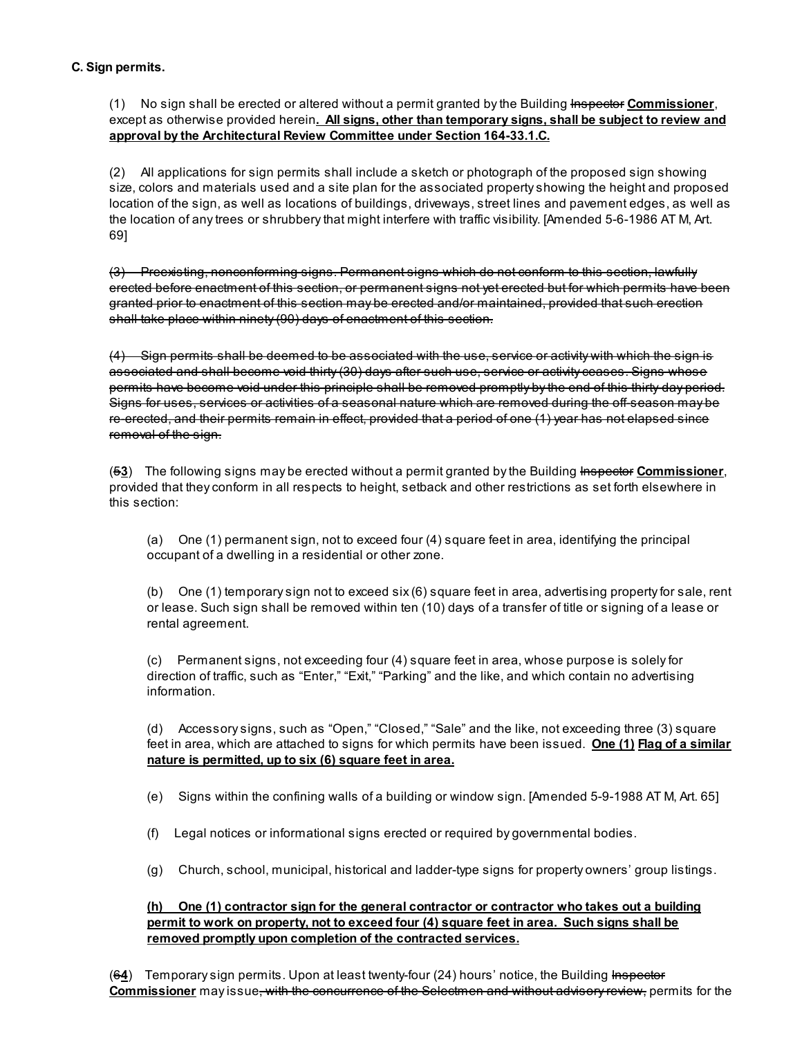**C. Sign permits.**

(1) No sign shall be erected or altered without a permit granted by the Building ~~Inspector~~ **<u>Commissioner</u>**, except as otherwise provided herein**<u>. All signs, other than temporary signs, shall be subject to review and approval by the Architectural Review Committee under Section 164-33.1.C.</u>**

(2) All applications for sign permits shall include a sketch or photograph of the proposed sign showing size, colors and materials used and a site plan for the associated property showing the height and proposed location of the sign, as well as locations of buildings, driveways, street lines and pavement edges, as well as the location of any trees or shrubbery that might interfere with traffic visibility. [Amended 5-6-1986 ATM, Art. 69]

~~(3) Preexisting, nonconforming signs. Permanent signs which do not conform to this section, lawfully erected before enactment of this section, or permanent signs not yet erected but for which permits have been granted prior to enactment of this section may be erected and/or maintained, provided that such erection shall take place within ninety (90) days of enactment of this section.~~

~~(4) Sign permits shall be deemed to be associated with the use, service or activity with which the sign is associated and shall become void thirty (30) days after such use, service or activity ceases. Signs whose permits have become void under this principle shall be removed promptly by the end of this thirty day period. Signs for uses, services or activities of a seasonal nature which are removed during the off-season may be re-erected, and their permits remain in effect, provided that a period of one (1) year has not elapsed since removal of the sign.~~

(~~5~~**<u>3</u>**) The following signs may be erected without a permit granted by the Building ~~Inspector~~ **<u>Commissioner</u>**, provided that they conform in all respects to height, setback and other restrictions as set forth elsewhere in this section:

(a) One (1) permanent sign, not to exceed four (4) square feet in area, identifying the principal occupant of a dwelling in a residential or other zone.

(b) One (1) temporary sign not to exceed six (6) square feet in area, advertising property for sale, rent or lease. Such sign shall be removed within ten (10) days of a transfer of title or signing of a lease or rental agreement.

(c) Permanent signs, not exceeding four (4) square feet in area, whose purpose is solely for direction of traffic, such as "Enter," "Exit," "Parking" and the like, and which contain no advertising information.

(d) Accessory signs, such as "Open," "Closed," "Sale" and the like, not exceeding three (3) square feet in area, which are attached to signs for which permits have been issued. **<u>One (1) Flag of a similar nature is permitted, up to six (6) square feet in area.</u>**

(e) Signs within the confining walls of a building or window sign. [Amended 5-9-1988 ATM, Art. 65]

(f) Legal notices or informational signs erected or required by governmental bodies.

(g) Church, school, municipal, historical and ladder-type signs for property owners' group listings.

**<u>(h) One (1) contractor sign for the general contractor or contractor who takes out a building permit to work on property, not to exceed four (4) square feet in area. Such signs shall be removed promptly upon completion of the contracted services.</u>**

(~~6~~**<u>4</u>**) Temporary sign permits. Upon at least twenty-four (24) hours' notice, the Building ~~Inspector~~ **<u>Commissioner</u>** may issue~~, with the concurrence of the Selectmen and without advisory review,~~ permits for the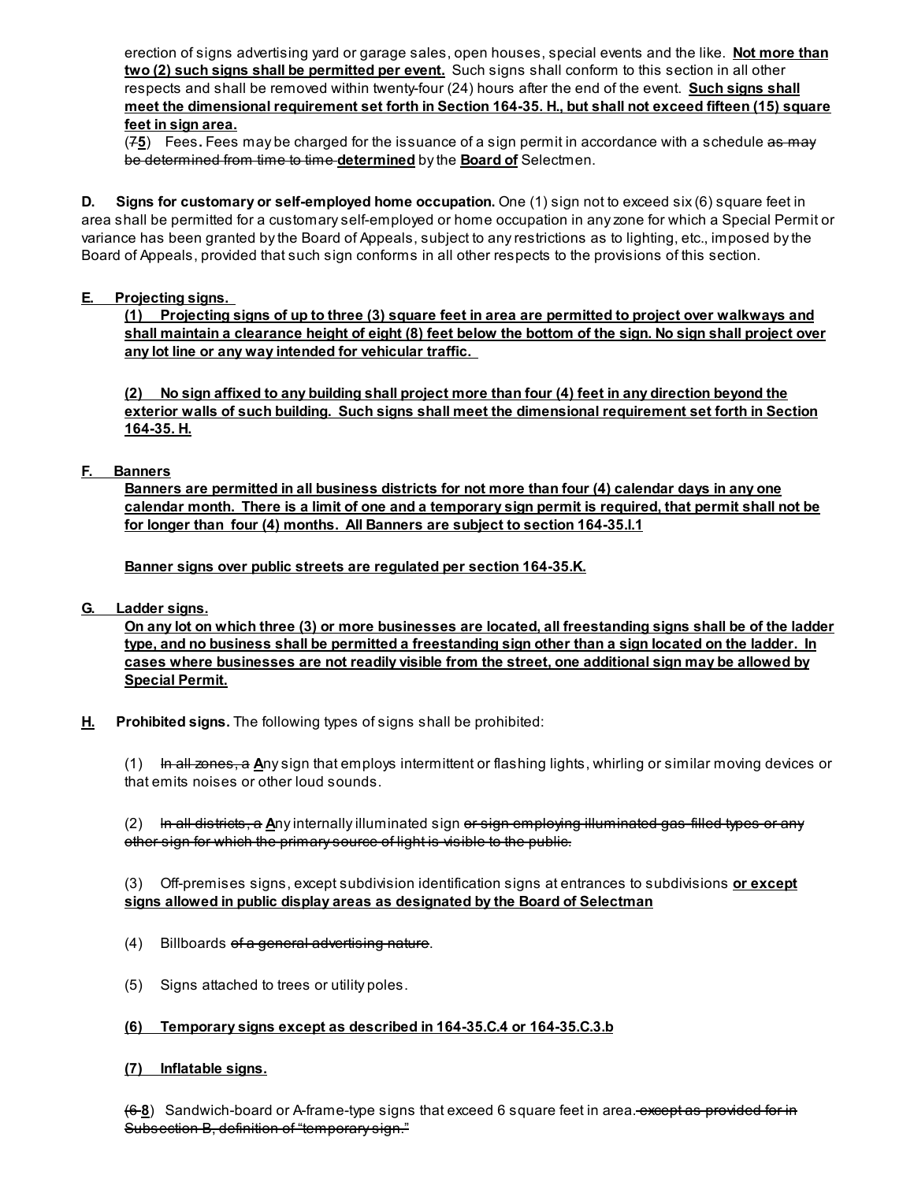erection of signs advertising yard or garage sales, open houses, special events and the like. **Not more than two (2) such signs shall be permitted per event.** Such signs shall conform to this section in all other respects and shall be removed within twenty-four (24) hours after the end of the event. **Such signs shall meet the dimensional requirement set forth in Section 164-35. H., but shall not exceed fifteen (15) square feet in sign area.**

(~~7~~**5**) Fees**.** Fees may be charged for the issuance of a sign permit in accordance with a schedule ~~as may be determined from time to time~~ **determined** by the **Board of** Selectmen.

**D. Signs for customary or self-employed home occupation.** One (1) sign not to exceed six (6) square feet in area shall be permitted for a customary self-employed or home occupation in any zone for which a Special Permit or variance has been granted by the Board of Appeals, subject to any restrictions as to lighting, etc., imposed by the Board of Appeals, provided that such sign conforms in all other respects to the provisions of this section.

**E. Projecting signs.**

**(1) Projecting signs of up to three (3) square feet in area are permitted to project over walkways and shall maintain a clearance height of eight (8) feet below the bottom of the sign. No sign shall project over any lot line or any way intended for vehicular traffic.**

**(2) No sign affixed to any building shall project more than four (4) feet in any direction beyond the exterior walls of such building. Such signs shall meet the dimensional requirement set forth in Section 164-35. H.**

**F. Banners**

**Banners are permitted in all business districts for not more than four (4) calendar days in any one calendar month. There is a limit of one and a temporary sign permit is required, that permit shall not be for longer than four (4) months. All Banners are subject to section 164-35.I.1**

**Banner signs over public streets are regulated per section 164-35.K.**

**G. Ladder signs.**

**On any lot on which three (3) or more businesses are located, all freestanding signs shall be of the ladder type, and no business shall be permitted a freestanding sign other than a sign located on the ladder. In cases where businesses are not readily visible from the street, one additional sign may be allowed by Special Permit.**

**H. Prohibited signs.** The following types of signs shall be prohibited:

(1) ~~In all zones, a~~ **A**ny sign that employs intermittent or flashing lights, whirling or similar moving devices or that emits noises or other loud sounds.

(2) ~~In all districts, a~~ **A**ny internally illuminated sign ~~or sign employing illuminated gas-filled types or any other sign for which the primary source of light is visible to the public.~~

(3) Off-premises signs, except subdivision identification signs at entrances to subdivisions **or except signs allowed in public display areas as designated by the Board of Selectman**

(4) Billboards ~~of a general advertising nature~~.

(5) Signs attached to trees or utility poles.

**(6) Temporary signs except as described in 164-35.C.4 or 164-35.C.3.b**

**(7) Inflatable signs.**

(~~6~~ **8**) Sandwich-board or A-frame-type signs that exceed 6 square feet in area.~~except as provided for in Subsection B, definition of "temporary sign."~~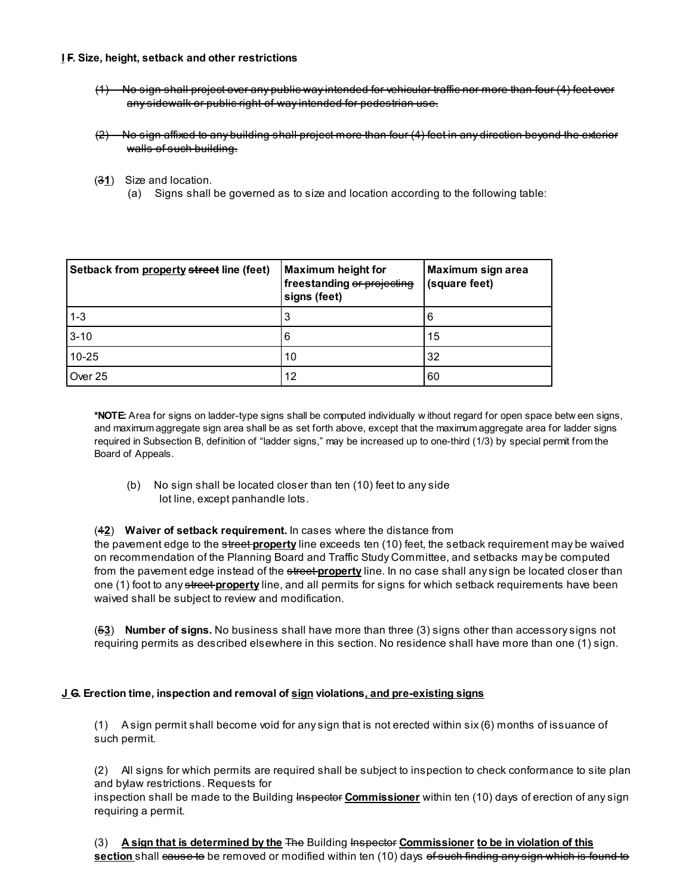**I F. Size, height, setback and other restrictions**

~~(1) No sign shall project over any public way intended for vehicular traffic nor more than four (4) feet over any sidewalk or public right of way intended for pedestrian use.~~

~~(2) No sign affixed to any building shall project more than four (4) feet in any direction beyond the exterior walls of such building.~~

(~~3~~1) Size and location.

(a) Signs shall be governed as to size and location according to the following table:

| Setback from property ~~street~~ line (feet) | Maximum height for freestanding ~~or projecting~~ signs (feet) | Maximum sign area (square feet) |
|---|---|---|
| 1-3 | 3 | 6 |
| 3-10 | 6 | 15 |
| 10-25 | 10 | 32 |
| Over 25 | 12 | 60 |

***NOTE:** Area for signs on ladder-type signs shall be computed individually without regard for open space between signs, and maximum aggregate sign area shall be as set forth above, except that the maximum aggregate area for ladder signs required in Subsection B, definition of "ladder signs," may be increased up to one-third (1/3) by special permit from the Board of Appeals.

(b) No sign shall be located closer than ten (10) feet to any side lot line, except panhandle lots.

(~~4~~2) **Waiver of setback requirement.** In cases where the distance from the pavement edge to the ~~street~~ **property** line exceeds ten (10) feet, the setback requirement may be waived on recommendation of the Planning Board and Traffic Study Committee, and setbacks may be computed from the pavement edge instead of the ~~street~~ **property** line. In no case shall any sign be located closer than one (1) foot to any ~~street~~ **property** line, and all permits for signs for which setback requirements have been waived shall be subject to review and modification.

(~~5~~3) **Number of signs.** No business shall have more than three (3) signs other than accessory signs not requiring permits as described elsewhere in this section. No residence shall have more than one (1) sign.

**J G. Erection time, inspection and removal of sign violations, and pre-existing signs**

(1) A sign permit shall become void for any sign that is not erected within six (6) months of issuance of such permit.

(2) All signs for which permits are required shall be subject to inspection to check conformance to site plan and bylaw restrictions. Requests for inspection shall be made to the Building ~~Inspector~~ **Commissioner** within ten (10) days of erection of any sign requiring a permit.

(3) **A sign that is determined by the** ~~The~~ Building ~~Inspector~~ **Commissioner to be in violation of this section** shall ~~cause to~~ be removed or modified within ten (10) days ~~of such finding any sign which is found to~~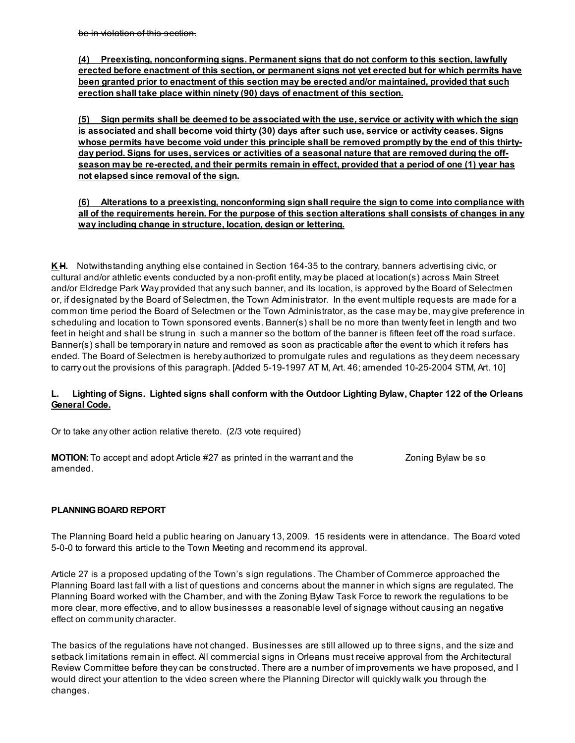~~be in violation of this section.~~

**<u>(4) Preexisting, nonconforming signs. Permanent signs that do not conform to this section, lawfully erected before enactment of this section, or permanent signs not yet erected but for which permits have been granted prior to enactment of this section may be erected and/or maintained, provided that such erection shall take place within ninety (90) days of enactment of this section.</u>**

**<u>(5) Sign permits shall be deemed to be associated with the use, service or activity with which the sign is associated and shall become void thirty (30) days after such use, service or activity ceases. Signs whose permits have become void under this principle shall be removed promptly by the end of this thirty-day period. Signs for uses, services or activities of a seasonal nature that are removed during the off-season may be re-erected, and their permits remain in effect, provided that a period of one (1) year has not elapsed since removal of the sign.</u>**

**<u>(6) Alterations to a preexisting, nonconforming sign shall require the sign to come into compliance with all of the requirements herein. For the purpose of this section alterations shall consists of changes in any way including change in structure, location, design or lettering.</u>**

**<u>K</u> ~~H~~.** Notwithstanding anything else contained in Section 164-35 to the contrary, banners advertising civic, or cultural and/or athletic events conducted by a non-profit entity, may be placed at location(s) across Main Street and/or Eldredge Park Way provided that any such banner, and its location, is approved by the Board of Selectmen or, if designated by the Board of Selectmen, the Town Administrator. In the event multiple requests are made for a common time period the Board of Selectmen or the Town Administrator, as the case may be, may give preference in scheduling and location to Town sponsored events. Banner(s) shall be no more than twenty feet in length and two feet in height and shall be strung in such a manner so the bottom of the banner is fifteen feet off the road surface. Banner(s) shall be temporary in nature and removed as soon as practicable after the event to which it refers has ended. The Board of Selectmen is hereby authorized to promulgate rules and regulations as they deem necessary to carry out the provisions of this paragraph. [Added 5-19-1997 ATM, Art. 46; amended 10-25-2004 STM, Art. 10]

**<u>L. Lighting of Signs. Lighted signs shall conform with the Outdoor Lighting Bylaw, Chapter 122 of the Orleans General Code.</u>**

Or to take any other action relative thereto. (2/3 vote required)

**MOTION:** To accept and adopt Article #27 as printed in the warrant and the Zoning Bylaw be so amended.

**PLANNING BOARD REPORT**

The Planning Board held a public hearing on January 13, 2009. 15 residents were in attendance. The Board voted 5-0-0 to forward this article to the Town Meeting and recommend its approval.

Article 27 is a proposed updating of the Town's sign regulations. The Chamber of Commerce approached the Planning Board last fall with a list of questions and concerns about the manner in which signs are regulated. The Planning Board worked with the Chamber, and with the Zoning Bylaw Task Force to rework the regulations to be more clear, more effective, and to allow businesses a reasonable level of signage without causing an negative effect on community character.

The basics of the regulations have not changed. Businesses are still allowed up to three signs, and the size and setback limitations remain in effect. All commercial signs in Orleans must receive approval from the Architectural Review Committee before they can be constructed. There are a number of improvements we have proposed, and I would direct your attention to the video screen where the Planning Director will quickly walk you through the changes.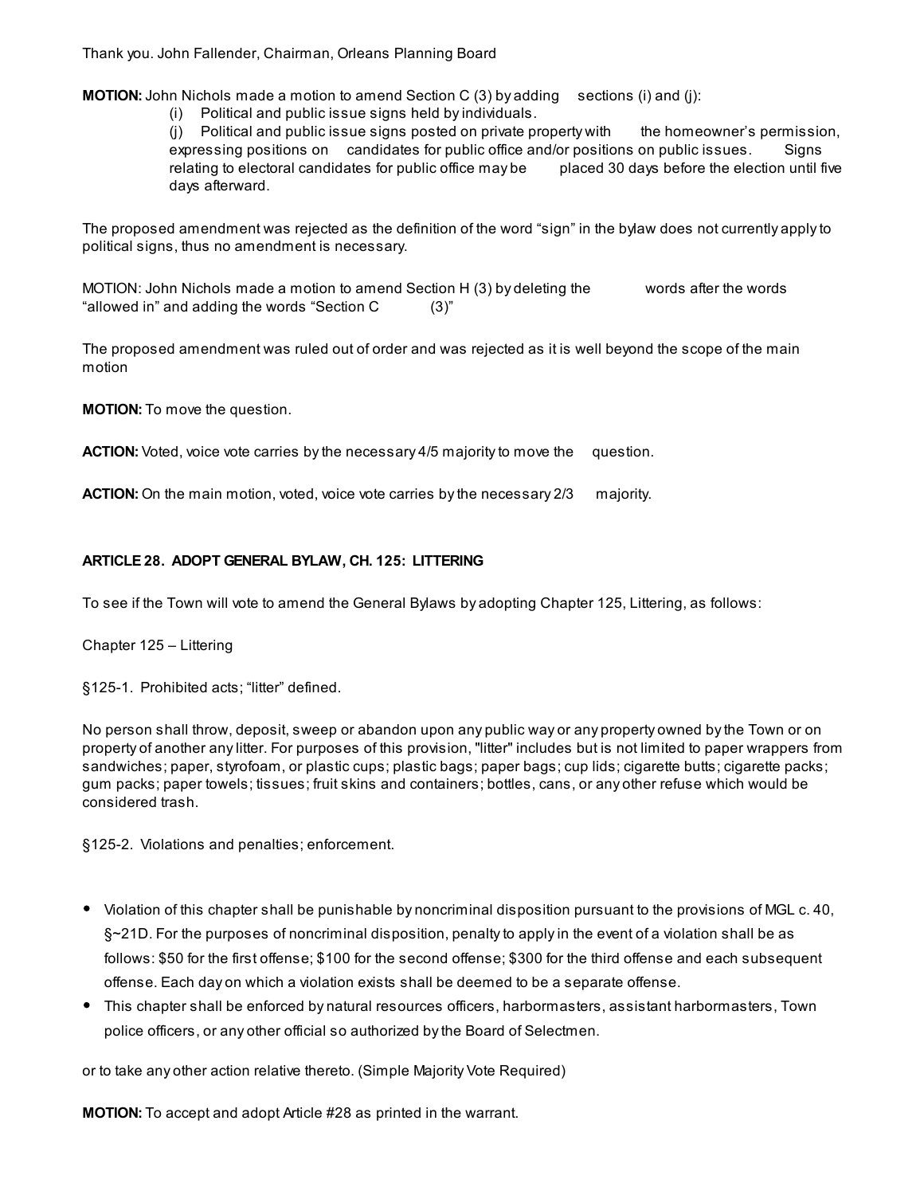Thank you. John Fallender, Chairman, Orleans Planning Board

**MOTION:** John Nichols made a motion to amend Section C (3) by adding sections (i) and (j):

(i) Political and public issue signs held by individuals.

(j) Political and public issue signs posted on private property with the homeowner's permission, expressing positions on candidates for public office and/or positions on public issues. Signs relating to electoral candidates for public office may be placed 30 days before the election until five days afterward.

The proposed amendment was rejected as the definition of the word "sign" in the bylaw does not currently apply to political signs, thus no amendment is necessary.

MOTION: John Nichols made a motion to amend Section H (3) by deleting the words after the words "allowed in" and adding the words "Section C (3)"

The proposed amendment was ruled out of order and was rejected as it is well beyond the scope of the main motion

**MOTION:** To move the question.

**ACTION:** Voted, voice vote carries by the necessary 4/5 majority to move the question.

**ACTION:** On the main motion, voted, voice vote carries by the necessary 2/3 majority.

**ARTICLE 28. ADOPT GENERAL BYLAW, CH. 125: LITTERING**

To see if the Town will vote to amend the General Bylaws by adopting Chapter 125, Littering, as follows:

Chapter 125 – Littering

§125-1. Prohibited acts; "litter" defined.

No person shall throw, deposit, sweep or abandon upon any public way or any property owned by the Town or on property of another any litter. For purposes of this provision, "litter" includes but is not limited to paper wrappers from sandwiches; paper, styrofoam, or plastic cups; plastic bags; paper bags; cup lids; cigarette butts; cigarette packs; gum packs; paper towels; tissues; fruit skins and containers; bottles, cans, or any other refuse which would be considered trash.

§125-2. Violations and penalties; enforcement.

- Violation of this chapter shall be punishable by noncriminal disposition pursuant to the provisions of MGL c. 40, §~21D. For the purposes of noncriminal disposition, penalty to apply in the event of a violation shall be as follows: $50 for the first offense; $100 for the second offense; $300 for the third offense and each subsequent offense. Each day on which a violation exists shall be deemed to be a separate offense.
- This chapter shall be enforced by natural resources officers, harbormasters, assistant harbormasters, Town police officers, or any other official so authorized by the Board of Selectmen.

or to take any other action relative thereto. (Simple Majority Vote Required)

**MOTION:** To accept and adopt Article #28 as printed in the warrant.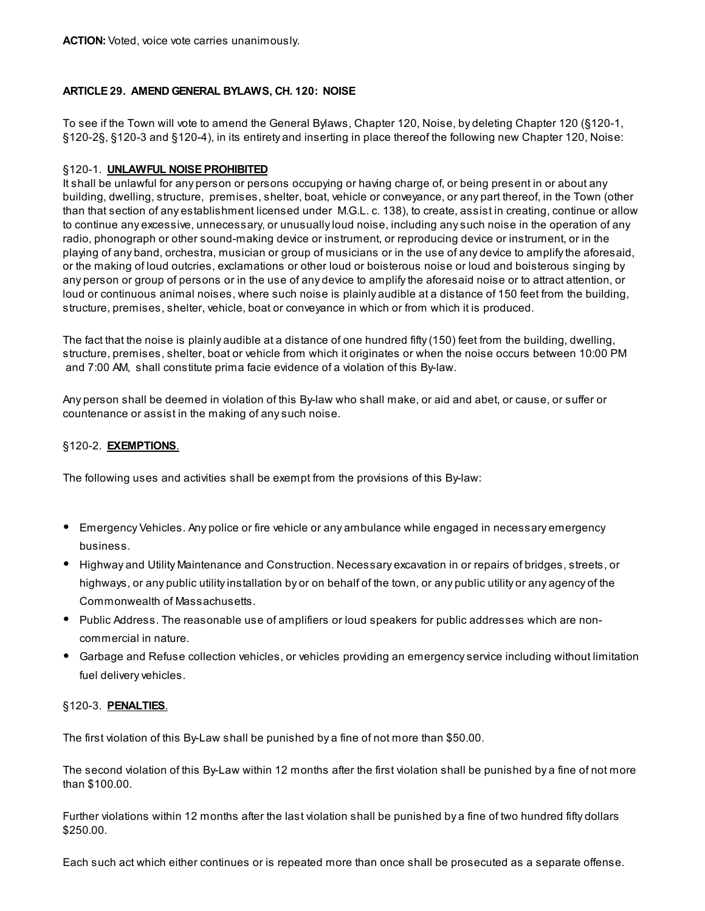**ACTION:** Voted, voice vote carries unanimously.

### ARTICLE 29. AMEND GENERAL BYLAWS, CH. 120: NOISE

To see if the Town will vote to amend the General Bylaws, Chapter 120, Noise, by deleting Chapter 120 (§120-1, §120-2§, §120-3 and §120-4), in its entirety and inserting in place thereof the following new Chapter 120, Noise:

§120-1. **UNLAWFUL NOISE PROHIBITED**

It shall be unlawful for any person or persons occupying or having charge of, or being present in or about any building, dwelling, structure, premises, shelter, boat, vehicle or conveyance, or any part thereof, in the Town (other than that section of any establishment licensed under M.G.L. c. 138), to create, assist in creating, continue or allow to continue any excessive, unnecessary, or unusually loud noise, including any such noise in the operation of any radio, phonograph or other sound-making device or instrument, or reproducing device or instrument, or in the playing of any band, orchestra, musician or group of musicians or in the use of any device to amplify the aforesaid, or the making of loud outcries, exclamations or other loud or boisterous noise or loud and boisterous singing by any person or group of persons or in the use of any device to amplify the aforesaid noise or to attract attention, or loud or continuous animal noises, where such noise is plainly audible at a distance of 150 feet from the building, structure, premises, shelter, vehicle, boat or conveyance in which or from which it is produced.

The fact that the noise is plainly audible at a distance of one hundred fifty (150) feet from the building, dwelling, structure, premises, shelter, boat or vehicle from which it originates or when the noise occurs between 10:00 PM and 7:00 AM, shall constitute prima facie evidence of a violation of this By-law.

Any person shall be deemed in violation of this By-law who shall make, or aid and abet, or cause, or suffer or countenance or assist in the making of any such noise.

§120-2. **EXEMPTIONS**.

The following uses and activities shall be exempt from the provisions of this By-law:

- Emergency Vehicles. Any police or fire vehicle or any ambulance while engaged in necessary emergency business.
- Highway and Utility Maintenance and Construction. Necessary excavation in or repairs of bridges, streets, or highways, or any public utility installation by or on behalf of the town, or any public utility or any agency of the Commonwealth of Massachusetts.
- Public Address. The reasonable use of amplifiers or loud speakers for public addresses which are non-commercial in nature.
- Garbage and Refuse collection vehicles, or vehicles providing an emergency service including without limitation fuel delivery vehicles.

§120-3. **PENALTIES**.

The first violation of this By-Law shall be punished by a fine of not more than $50.00.

The second violation of this By-Law within 12 months after the first violation shall be punished by a fine of not more than $100.00.

Further violations within 12 months after the last violation shall be punished by a fine of two hundred fifty dollars $250.00.

Each such act which either continues or is repeated more than once shall be prosecuted as a separate offense.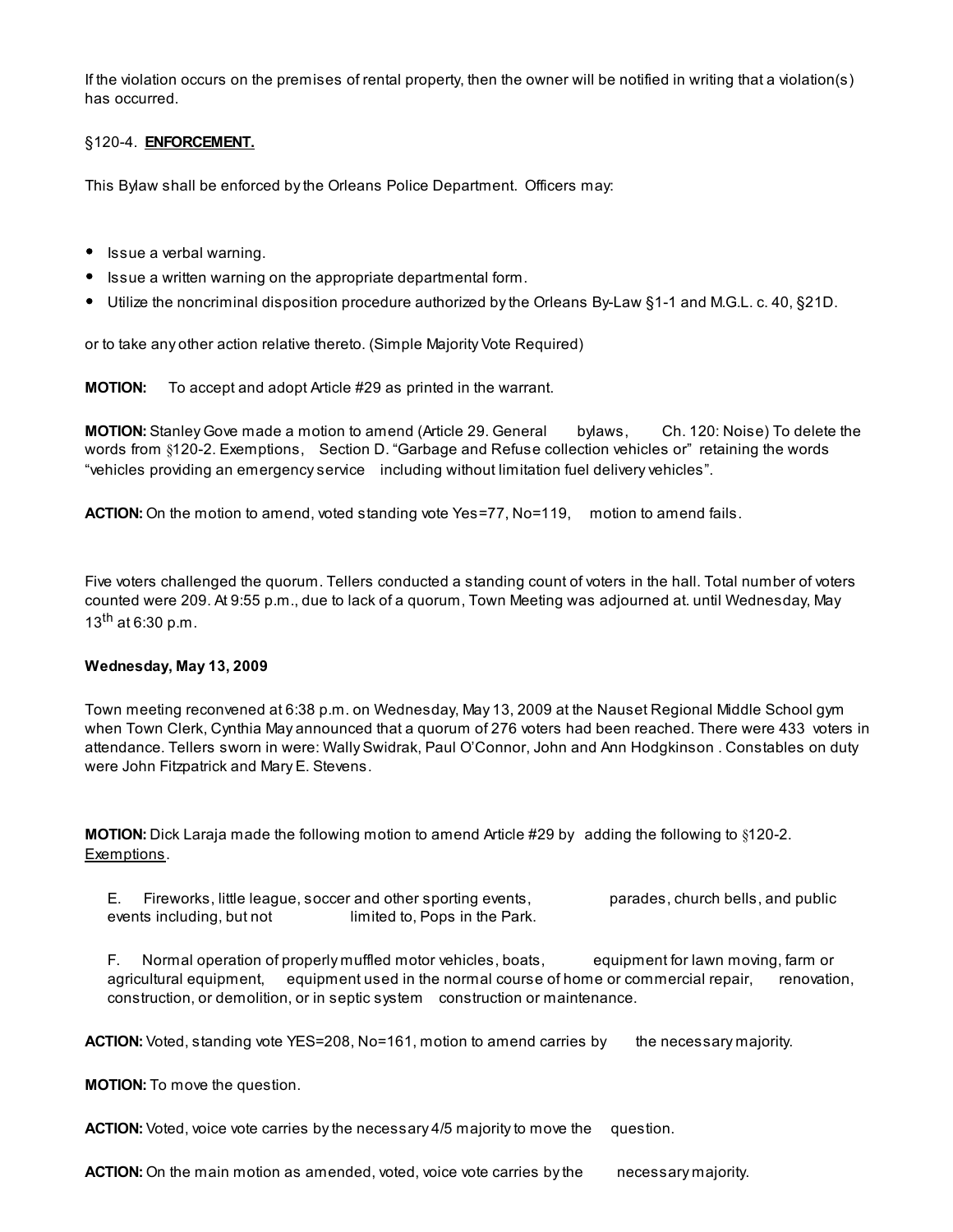If the violation occurs on the premises of rental property, then the owner will be notified in writing that a violation(s) has occurred.

§120-4. **ENFORCEMENT.**

This Bylaw shall be enforced by the Orleans Police Department. Officers may:

- Issue a verbal warning.
- Issue a written warning on the appropriate departmental form.
- Utilize the noncriminal disposition procedure authorized by the Orleans By-Law §1-1 and M.G.L. c. 40, §21D.

or to take any other action relative thereto. (Simple Majority Vote Required)

**MOTION:** To accept and adopt Article #29 as printed in the warrant.

**MOTION:** Stanley Gove made a motion to amend (Article 29. General bylaws, Ch. 120: Noise) To delete the words from §120-2. Exemptions, Section D. “Garbage and Refuse collection vehicles or” retaining the words “vehicles providing an emergency service including without limitation fuel delivery vehicles”.

**ACTION:** On the motion to amend, voted standing vote Yes=77, No=119, motion to amend fails.

Five voters challenged the quorum. Tellers conducted a standing count of voters in the hall. Total number of voters counted were 209. At 9:55 p.m., due to lack of a quorum, Town Meeting was adjourned at. until Wednesday, May 13th at 6:30 p.m.

**Wednesday, May 13, 2009**

Town meeting reconvened at 6:38 p.m. on Wednesday, May 13, 2009 at the Nauset Regional Middle School gym when Town Clerk, Cynthia May announced that a quorum of 276 voters had been reached. There were 433 voters in attendance. Tellers sworn in were: Wally Swidrak, Paul O’Connor, John and Ann Hodgkinson . Constables on duty were John Fitzpatrick and Mary E. Stevens.

**MOTION:** Dick Laraja made the following motion to amend Article #29 by adding the following to §120-2. Exemptions.

E. Fireworks, little league, soccer and other sporting events, parades, church bells, and public events including, but not limited to, Pops in the Park.

F. Normal operation of properly muffled motor vehicles, boats, equipment for lawn moving, farm or agricultural equipment, equipment used in the normal course of home or commercial repair, renovation, construction, or demolition, or in septic system construction or maintenance.

**ACTION:** Voted, standing vote YES=208, No=161, motion to amend carries by the necessary majority.

**MOTION:** To move the question.

**ACTION:** Voted, voice vote carries by the necessary 4/5 majority to move the question.

**ACTION:** On the main motion as amended, voted, voice vote carries by the necessary majority.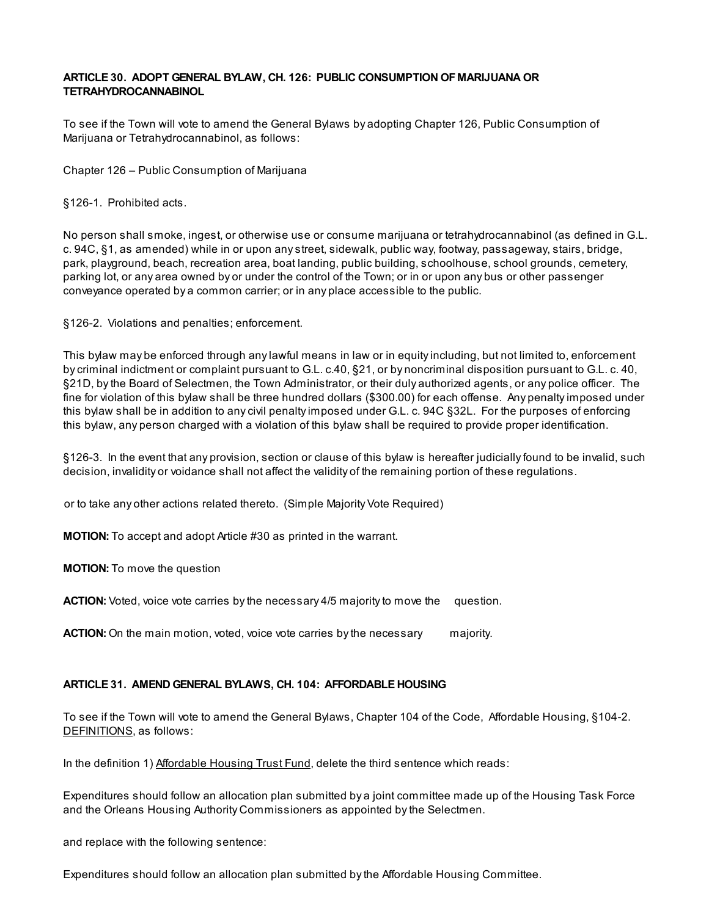**ARTICLE 30. ADOPT GENERAL BYLAW, CH. 126: PUBLIC CONSUMPTION OF MARIJUANA OR TETRAHYDROCANNABINOL**

To see if the Town will vote to amend the General Bylaws by adopting Chapter 126, Public Consumption of Marijuana or Tetrahydrocannabinol, as follows:

Chapter 126 – Public Consumption of Marijuana

§126-1. Prohibited acts.

No person shall smoke, ingest, or otherwise use or consume marijuana or tetrahydrocannabinol (as defined in G.L. c. 94C, §1, as amended) while in or upon any street, sidewalk, public way, footway, passageway, stairs, bridge, park, playground, beach, recreation area, boat landing, public building, schoolhouse, school grounds, cemetery, parking lot, or any area owned by or under the control of the Town; or in or upon any bus or other passenger conveyance operated by a common carrier; or in any place accessible to the public.

§126-2. Violations and penalties; enforcement.

This bylaw may be enforced through any lawful means in law or in equity including, but not limited to, enforcement by criminal indictment or complaint pursuant to G.L. c.40, §21, or by noncriminal disposition pursuant to G.L. c. 40, §21D, by the Board of Selectmen, the Town Administrator, or their duly authorized agents, or any police officer. The fine for violation of this bylaw shall be three hundred dollars ($300.00) for each offense. Any penalty imposed under this bylaw shall be in addition to any civil penalty imposed under G.L. c. 94C §32L. For the purposes of enforcing this bylaw, any person charged with a violation of this bylaw shall be required to provide proper identification.

§126-3. In the event that any provision, section or clause of this bylaw is hereafter judicially found to be invalid, such decision, invalidity or voidance shall not affect the validity of the remaining portion of these regulations.

or to take any other actions related thereto. (Simple Majority Vote Required)

**MOTION:** To accept and adopt Article #30 as printed in the warrant.

**MOTION:** To move the question

**ACTION:** Voted, voice vote carries by the necessary 4/5 majority to move the question.

**ACTION:** On the main motion, voted, voice vote carries by the necessary majority.

**ARTICLE 31. AMEND GENERAL BYLAWS, CH. 104: AFFORDABLE HOUSING**

To see if the Town will vote to amend the General Bylaws, Chapter 104 of the Code, Affordable Housing, §104-2. DEFINITIONS, as follows:

In the definition 1) Affordable Housing Trust Fund, delete the third sentence which reads:

Expenditures should follow an allocation plan submitted by a joint committee made up of the Housing Task Force and the Orleans Housing Authority Commissioners as appointed by the Selectmen.

and replace with the following sentence:

Expenditures should follow an allocation plan submitted by the Affordable Housing Committee.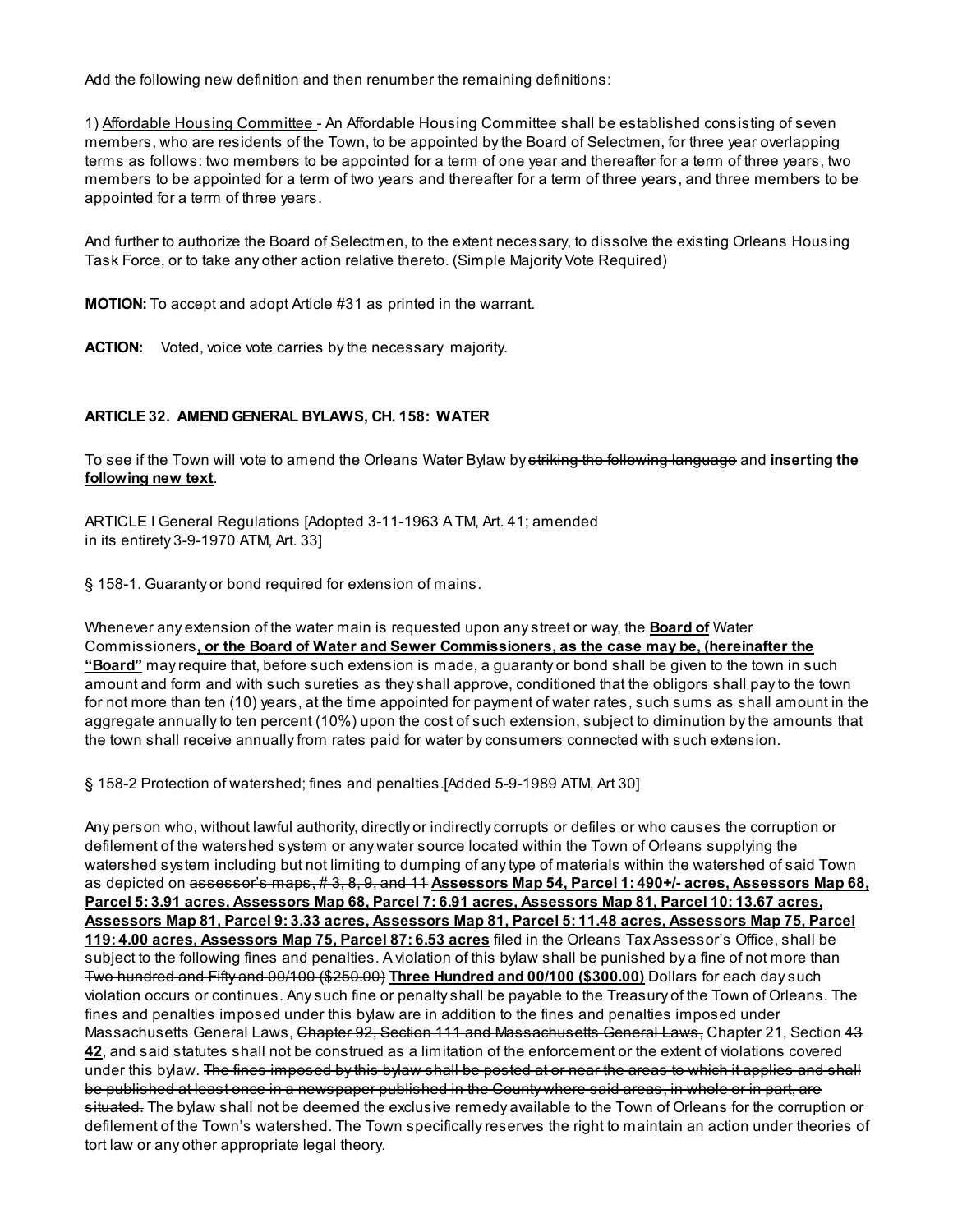Add the following new definition and then renumber the remaining definitions:

1) <u>Affordable Housing Committee</u> - An Affordable Housing Committee shall be established consisting of seven members, who are residents of the Town, to be appointed by the Board of Selectmen, for three year overlapping terms as follows: two members to be appointed for a term of one year and thereafter for a term of three years, two members to be appointed for a term of two years and thereafter for a term of three years, and three members to be appointed for a term of three years.

And further to authorize the Board of Selectmen, to the extent necessary, to dissolve the existing Orleans Housing Task Force, or to take any other action relative thereto. (Simple Majority Vote Required)

**MOTION:** To accept and adopt Article #31 as printed in the warrant.

**ACTION:** Voted, voice vote carries by the necessary majority.

### ARTICLE 32. AMEND GENERAL BYLAWS, CH. 158: WATER

To see if the Town will vote to amend the Orleans Water Bylaw by ~~striking the following language~~ and **<u>inserting the following new text</u>**.

ARTICLE I General Regulations [Adopted 3-11-1963 ATM, Art. 41; amended in its entirety 3-9-1970 ATM, Art. 33]

§ 158-1. Guaranty or bond required for extension of mains.

Whenever any extension of the water main is requested upon any street or way, the **<u>Board of</u>** Water Commissioners**<u>, or the Board of Water and Sewer Commissioners, as the case may be, (hereinafter the "Board"</u>** may require that, before such extension is made, a guaranty or bond shall be given to the town in such amount and form and with such sureties as they shall approve, conditioned that the obligors shall pay to the town for not more than ten (10) years, at the time appointed for payment of water rates, such sums as shall amount in the aggregate annually to ten percent (10%) upon the cost of such extension, subject to diminution by the amounts that the town shall receive annually from rates paid for water by consumers connected with such extension.

§ 158-2 Protection of watershed; fines and penalties.[Added 5-9-1989 ATM, Art 30]

Any person who, without lawful authority, directly or indirectly corrupts or defiles or who causes the corruption or defilement of the watershed system or any water source located within the Town of Orleans supplying the watershed system including but not limiting to dumping of any type of materials within the watershed of said Town as depicted on ~~assessor's maps, # 3, 8, 9, and 11~~ **<u>Assessors Map 54, Parcel 1: 490+/- acres, Assessors Map 68, Parcel 5: 3.91 acres, Assessors Map 68, Parcel 7: 6.91 acres, Assessors Map 81, Parcel 10: 13.67 acres, Assessors Map 81, Parcel 9: 3.33 acres, Assessors Map 81, Parcel 5: 11.48 acres, Assessors Map 75, Parcel 119: 4.00 acres, Assessors Map 75, Parcel 87: 6.53 acres</u>** filed in the Orleans Tax Assessor's Office, shall be subject to the following fines and penalties. A violation of this bylaw shall be punished by a fine of not more than ~~Two hundred and Fifty and 00/100 ($250.00)~~ **<u>Three Hundred and 00/100 ($300.00)</u>** Dollars for each day such violation occurs or continues. Any such fine or penalty shall be payable to the Treasury of the Town of Orleans. The fines and penalties imposed under this bylaw are in addition to the fines and penalties imposed under Massachusetts General Laws, ~~Chapter 92, Section 111 and Massachusetts General Laws,~~ Chapter 21, Section ~~43~~ **<u>42</u>**, and said statutes shall not be construed as a limitation of the enforcement or the extent of violations covered under this bylaw. ~~The fines imposed by this bylaw shall be posted at or near the areas to which it applies and shall be published at least once in a newspaper published in the County where said areas, in whole or in part, are situated.~~ The bylaw shall not be deemed the exclusive remedy available to the Town of Orleans for the corruption or defilement of the Town's watershed. The Town specifically reserves the right to maintain an action under theories of tort law or any other appropriate legal theory.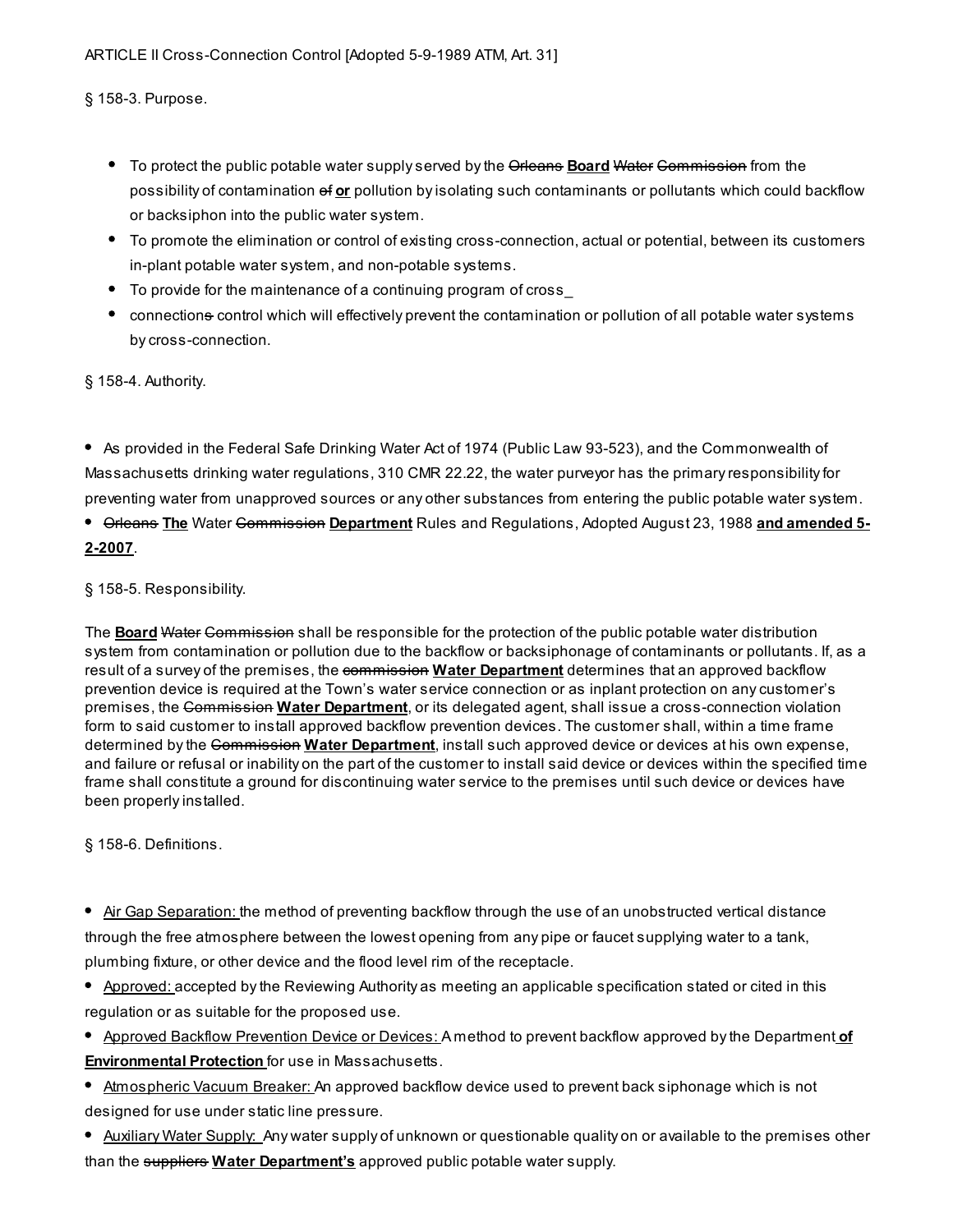ARTICLE II Cross-Connection Control [Adopted 5-9-1989 ATM, Art. 31]

§ 158-3. Purpose.

- To protect the public potable water supply served by the ~~Orleans~~ **Board** ~~Water Commission~~ from the possibility of contamination ~~of~~ **or** pollution by isolating such contaminants or pollutants which could backflow or backsiphon into the public water system.
- To promote the elimination or control of existing cross-connection, actual or potential, between its customers in-plant potable water system, and non-potable systems.
- To provide for the maintenance of a continuing program of cross_
- connection~~s~~ control which will effectively prevent the contamination or pollution of all potable water systems by cross-connection.

§ 158-4. Authority.

- As provided in the Federal Safe Drinking Water Act of 1974 (Public Law 93-523), and the Commonwealth of Massachusetts drinking water regulations, 310 CMR 22.22, the water purveyor has the primary responsibility for preventing water from unapproved sources or any other substances from entering the public potable water system.
- ~~Orleans~~ **The** Water ~~Commission~~ **Department** Rules and Regulations, Adopted August 23, 1988 **and amended 5-2-2007**.

§ 158-5. Responsibility.

The **Board** ~~Water Commission~~ shall be responsible for the protection of the public potable water distribution system from contamination or pollution due to the backflow or backsiphonage of contaminants or pollutants. If, as a result of a survey of the premises, the ~~commission~~ **Water Department** determines that an approved backflow prevention device is required at the Town's water service connection or as inplant protection on any customer's premises, the ~~Commission~~ **Water Department**, or its delegated agent, shall issue a cross-connection violation form to said customer to install approved backflow prevention devices. The customer shall, within a time frame determined by the ~~Commission~~ **Water Department**, install such approved device or devices at his own expense, and failure or refusal or inability on the part of the customer to install said device or devices within the specified time frame shall constitute a ground for discontinuing water service to the premises until such device or devices have been properly installed.

§ 158-6. Definitions.

- Air Gap Separation: the method of preventing backflow through the use of an unobstructed vertical distance through the free atmosphere between the lowest opening from any pipe or faucet supplying water to a tank, plumbing fixture, or other device and the flood level rim of the receptacle.
- Approved: accepted by the Reviewing Authority as meeting an applicable specification stated or cited in this regulation or as suitable for the proposed use.
- Approved Backflow Prevention Device or Devices: A method to prevent backflow approved by the Department **of Environmental Protection** for use in Massachusetts.
- Atmospheric Vacuum Breaker: An approved backflow device used to prevent back siphonage which is not designed for use under static line pressure.
- Auxiliary Water Supply: Any water supply of unknown or questionable quality on or available to the premises other than the ~~suppliers~~ **Water Department's** approved public potable water supply.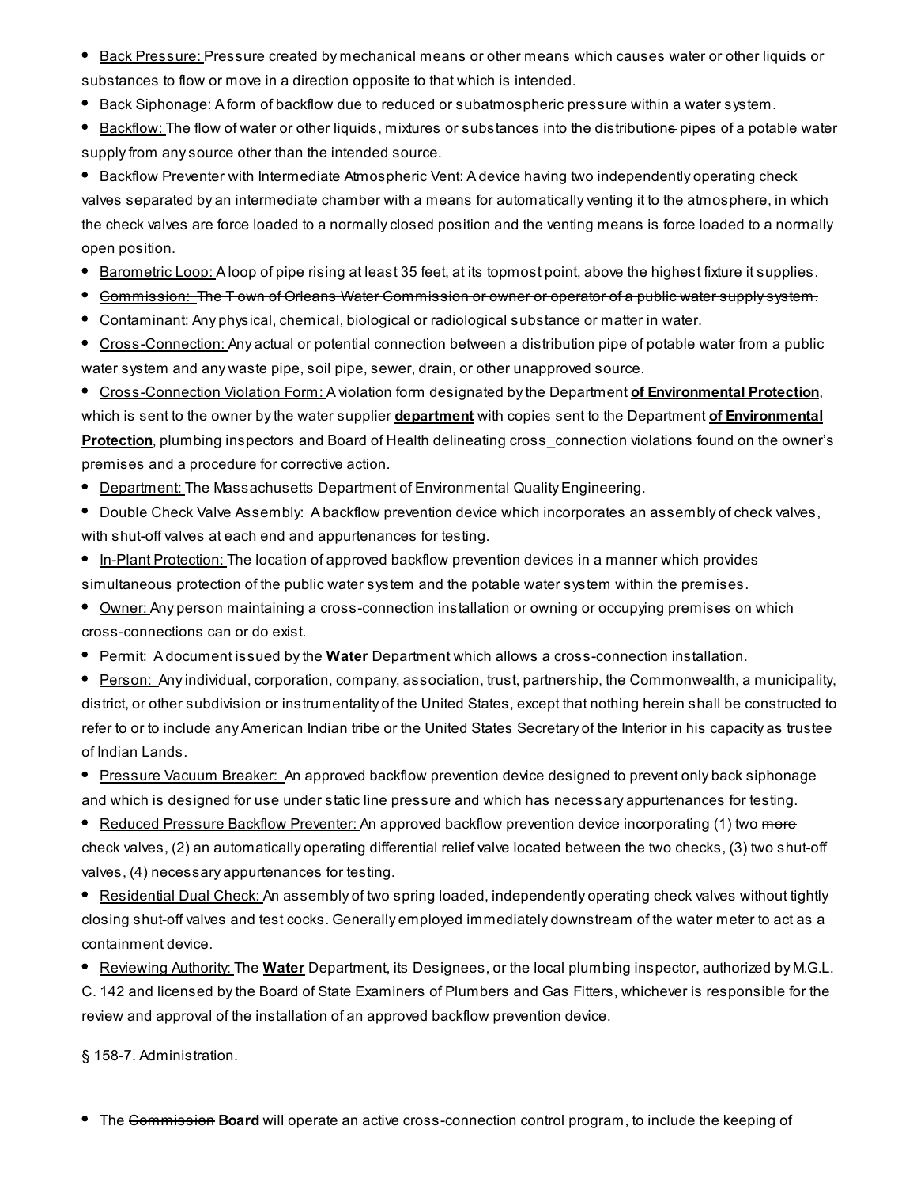- <u>Back Pressure:</u> Pressure created by mechanical means or other means which causes water or other liquids or substances to flow or move in a direction opposite to that which is intended.
- <u>Back Siphonage:</u> A form of backflow due to reduced or subatmospheric pressure within a water system.
- <u>Backflow:</u> The flow of water or other liquids, mixtures or substances into the distributions pipes of a potable water supply from any source other than the intended source.
- <u>Backflow Preventer with Intermediate Atmospheric Vent:</u> A device having two independently operating check valves separated by an intermediate chamber with a means for automatically venting it to the atmosphere, in which the check valves are force loaded to a normally closed position and the venting means is force loaded to a normally open position.
- <u>Barometric Loop:</u> A loop of pipe rising at least 35 feet, at its topmost point, above the highest fixture it supplies.
- ~~Commission: The Town of Orleans Water Commission or owner or operator of a public water supply system.~~
- <u>Contaminant:</u> Any physical, chemical, biological or radiological substance or matter in water.
- <u>Cross-Connection:</u> Any actual or potential connection between a distribution pipe of potable water from a public water system and any waste pipe, soil pipe, sewer, drain, or other unapproved source.
- <u>Cross-Connection Violation Form:</u> A violation form designated by the Department **<u>of Environmental Protection</u>**, which is sent to the owner by the water ~~supplier~~ **<u>department</u>** with copies sent to the Department **<u>of Environmental Protection</u>**, plumbing inspectors and Board of Health delineating cross_connection violations found on the owner's premises and a procedure for corrective action.
- ~~Department: The Massachusetts Department of Environmental Quality Engineering~~.
- <u>Double Check Valve Assembly:</u> A backflow prevention device which incorporates an assembly of check valves, with shut-off valves at each end and appurtenances for testing.
- <u>In-Plant Protection:</u> The location of approved backflow prevention devices in a manner which provides simultaneous protection of the public water system and the potable water system within the premises.
- <u>Owner:</u> Any person maintaining a cross-connection installation or owning or occupying premises on which cross-connections can or do exist.
- <u>Permit:</u> A document issued by the **<u>Water</u>** Department which allows a cross-connection installation.
- <u>Person:</u> Any individual, corporation, company, association, trust, partnership, the Commonwealth, a municipality, district, or other subdivision or instrumentality of the United States, except that nothing herein shall be constructed to refer to or to include any American Indian tribe or the United States Secretary of the Interior in his capacity as trustee of Indian Lands.
- <u>Pressure Vacuum Breaker:</u> An approved backflow prevention device designed to prevent only back siphonage and which is designed for use under static line pressure and which has necessary appurtenances for testing.
- <u>Reduced Pressure Backflow Preventer:</u> An approved backflow prevention device incorporating (1) two ~~more~~ check valves, (2) an automatically operating differential relief valve located between the two checks, (3) two shut-off valves, (4) necessary appurtenances for testing.
- <u>Residential Dual Check:</u> An assembly of two spring loaded, independently operating check valves without tightly closing shut-off valves and test cocks. Generally employed immediately downstream of the water meter to act as a containment device.
- <u>Reviewing Authority:</u> The **<u>Water</u>** Department, its Designees, or the local plumbing inspector, authorized by M.G.L. C. 142 and licensed by the Board of State Examiners of Plumbers and Gas Fitters, whichever is responsible for the review and approval of the installation of an approved backflow prevention device.

§ 158-7. Administration.

- The ~~Commission~~ **<u>Board</u>** will operate an active cross-connection control program, to include the keeping of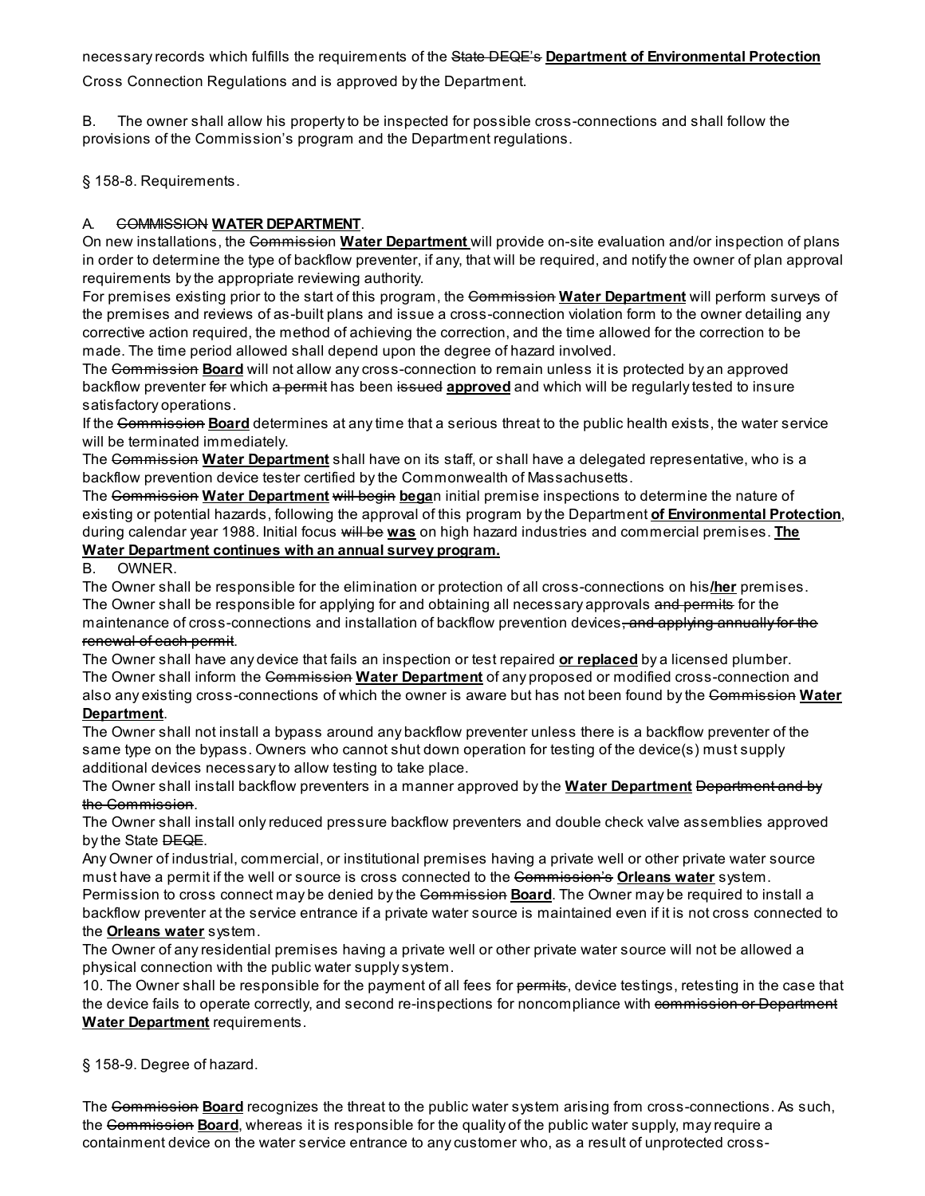necessary records which fulfills the requirements of the ~~State DEQE's~~ **Department of Environmental Protection** Cross Connection Regulations and is approved by the Department.

B. The owner shall allow his property to be inspected for possible cross-connections and shall follow the provisions of the Commission's program and the Department regulations.

§ 158-8. Requirements.

A. ~~COMMISSION~~ **WATER DEPARTMENT**.

On new installations, the ~~Commission~~ **Water Department** will provide on-site evaluation and/or inspection of plans in order to determine the type of backflow preventer, if any, that will be required, and notify the owner of plan approval requirements by the appropriate reviewing authority.

For premises existing prior to the start of this program, the ~~Commission~~ **Water Department** will perform surveys of the premises and reviews of as-built plans and issue a cross-connection violation form to the owner detailing any corrective action required, the method of achieving the correction, and the time allowed for the correction to be made. The time period allowed shall depend upon the degree of hazard involved.

The ~~Commission~~ **Board** will not allow any cross-connection to remain unless it is protected by an approved backflow preventer ~~for~~ which ~~a permit~~ has been ~~issued~~ **approved** and which will be regularly tested to insure satisfactory operations.

If the ~~Commission~~ **Board** determines at any time that a serious threat to the public health exists, the water service will be terminated immediately.

The ~~Commission~~ **Water Department** shall have on its staff, or shall have a delegated representative, who is a backflow prevention device tester certified by the Commonwealth of Massachusetts.

The ~~Commission~~ **Water Department** ~~will begin~~ **bega**n initial premise inspections to determine the nature of existing or potential hazards, following the approval of this program by the Department **of Environmental Protection**, during calendar year 1988. Initial focus ~~will be~~ **was** on high hazard industries and commercial premises. **The Water Department continues with an annual survey program.**

B. OWNER.

The Owner shall be responsible for the elimination or protection of all cross-connections on his**/her** premises.

The Owner shall be responsible for applying for and obtaining all necessary approvals ~~and permits~~ for the maintenance of cross-connections and installation of backflow prevention devices~~, and applying annually for the renewal of each permit~~.

The Owner shall have any device that fails an inspection or test repaired **or replaced** by a licensed plumber.

The Owner shall inform the ~~Commission~~ **Water Department** of any proposed or modified cross-connection and also any existing cross-connections of which the owner is aware but has not been found by the ~~Commission~~ **Water Department**.

The Owner shall not install a bypass around any backflow preventer unless there is a backflow preventer of the same type on the bypass. Owners who cannot shut down operation for testing of the device(s) must supply additional devices necessary to allow testing to take place.

The Owner shall install backflow preventers in a manner approved by the **Water Department** ~~Department and by the Commission~~.

The Owner shall install only reduced pressure backflow preventers and double check valve assemblies approved by the State ~~DEQE~~.

Any Owner of industrial, commercial, or institutional premises having a private well or other private water source must have a permit if the well or source is cross connected to the ~~Commission's~~ **Orleans water** system. Permission to cross connect may be denied by the ~~Commission~~ **Board**. The Owner may be required to install a backflow preventer at the service entrance if a private water source is maintained even if it is not cross connected to the **Orleans water** system.

The Owner of any residential premises having a private well or other private water source will not be allowed a physical connection with the public water supply system.

10. The Owner shall be responsible for the payment of all fees for ~~permits~~, device testings, retesting in the case that the device fails to operate correctly, and second re-inspections for noncompliance with ~~commission or Department~~ **Water Department** requirements.

§ 158-9. Degree of hazard.

The ~~Commission~~ **Board** recognizes the threat to the public water system arising from cross-connections. As such, the ~~Commission~~ **Board**, whereas it is responsible for the quality of the public water supply, may require a containment device on the water service entrance to any customer who, as a result of unprotected cross-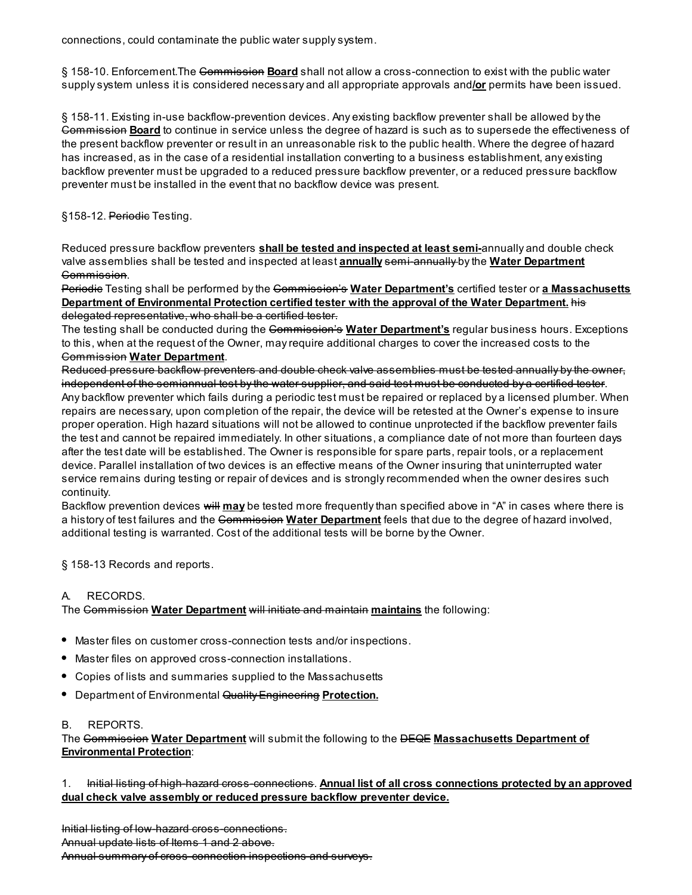connections, could contaminate the public water supply system.

§ 158-10. Enforcement.The ~~Commission~~ **Board** shall not allow a cross-connection to exist with the public water supply system unless it is considered necessary and all appropriate approvals and**/or** permits have been issued.

§ 158-11. Existing in-use backflow-prevention devices. Any existing backflow preventer shall be allowed by the ~~Commission~~ **Board** to continue in service unless the degree of hazard is such as to supersede the effectiveness of the present backflow preventer or result in an unreasonable risk to the public health. Where the degree of hazard has increased, as in the case of a residential installation converting to a business establishment, any existing backflow preventer must be upgraded to a reduced pressure backflow preventer, or a reduced pressure backflow preventer must be installed in the event that no backflow device was present.

§158-12. ~~Periodic~~ Testing.

Reduced pressure backflow preventers **shall be tested and inspected at least semi-**annually and double check valve assemblies shall be tested and inspected at least **annually** ~~semi-annually~~ by the **Water Department** ~~Commission~~.

~~Periodic~~ Testing shall be performed by the ~~Commission's~~ **Water Department's** certified tester or **a Massachusetts Department of Environmental Protection certified tester with the approval of the Water Department.** ~~his delegated representative, who shall be a certified tester.~~

The testing shall be conducted during the ~~Commission's~~ **Water Department's** regular business hours. Exceptions to this, when at the request of the Owner, may require additional charges to cover the increased costs to the ~~Commission~~ **Water Department**.

~~Reduced pressure backflow preventers and double check valve assemblies must be tested annually by the owner, independent of the semiannual test by the water supplier, and said test must be conducted by a certified tester.~~

Any backflow preventer which fails during a periodic test must be repaired or replaced by a licensed plumber. When repairs are necessary, upon completion of the repair, the device will be retested at the Owner's expense to insure proper operation. High hazard situations will not be allowed to continue unprotected if the backflow preventer fails the test and cannot be repaired immediately. In other situations, a compliance date of not more than fourteen days after the test date will be established. The Owner is responsible for spare parts, repair tools, or a replacement device. Parallel installation of two devices is an effective means of the Owner insuring that uninterrupted water service remains during testing or repair of devices and is strongly recommended when the owner desires such continuity.

Backflow prevention devices ~~will~~ **may** be tested more frequently than specified above in "A" in cases where there is a history of test failures and the ~~Commission~~ **Water Department** feels that due to the degree of hazard involved, additional testing is warranted. Cost of the additional tests will be borne by the Owner.

§ 158-13 Records and reports.

A. RECORDS.

The ~~Commission~~ **Water Department** ~~will initiate and maintain~~ **maintains** the following:

- Master files on customer cross-connection tests and/or inspections.
- Master files on approved cross-connection installations.
- Copies of lists and summaries supplied to the Massachusetts
- Department of Environmental ~~Quality Engineering~~ **Protection.**

B. REPORTS.

The ~~Commission~~ **Water Department** will submit the following to the ~~DEQE~~ **Massachusetts Department of Environmental Protection**:

1. ~~Initial listing of high-hazard cross-connections~~. **Annual list of all cross connections protected by an approved dual check valve assembly or reduced pressure backflow preventer device.**

~~Initial listing of low-hazard cross-connections.~~
~~Annual update lists of Items 1 and 2 above.~~
~~Annual summary of cross-connection inspections and surveys.~~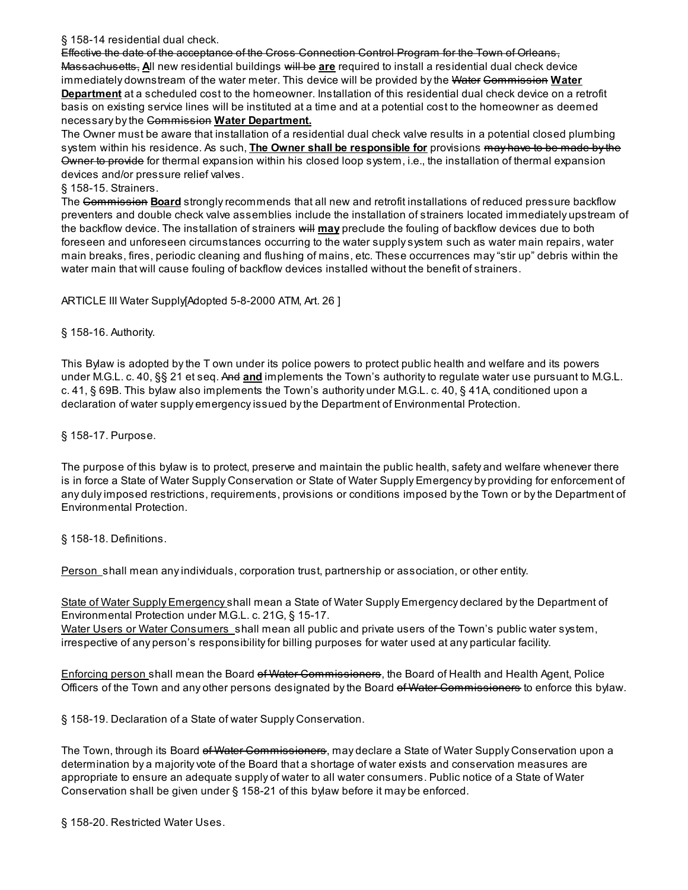§ 158-14 residential dual check.

~~Effective the date of the acceptance of the Cross Connection Control Program for the Town of Orleans, Massachusetts,~~ **A**ll new residential buildings ~~will be~~ **are** required to install a residential dual check device immediately downstream of the water meter. This device will be provided by the ~~Water Commission~~ **Water Department** at a scheduled cost to the homeowner. Installation of this residential dual check device on a retrofit basis on existing service lines will be instituted at a time and at a potential cost to the homeowner as deemed necessary by the ~~Commission~~ **Water Department.**

The Owner must be aware that installation of a residential dual check valve results in a potential closed plumbing system within his residence. As such, **The Owner shall be responsible for** provisions ~~may have to be made by the Owner to provide~~ for thermal expansion within his closed loop system, i.e., the installation of thermal expansion devices and/or pressure relief valves.

§ 158-15. Strainers.

The ~~Commission~~ **Board** strongly recommends that all new and retrofit installations of reduced pressure backflow preventers and double check valve assemblies include the installation of strainers located immediately upstream of the backflow device. The installation of strainers ~~will~~ **may** preclude the fouling of backflow devices due to both foreseen and unforeseen circumstances occurring to the water supply system such as water main repairs, water main breaks, fires, periodic cleaning and flushing of mains, etc. These occurrences may "stir up" debris within the water main that will cause fouling of backflow devices installed without the benefit of strainers.

ARTICLE III Water Supply[Adopted 5-8-2000 ATM, Art. 26 ]

§ 158-16. Authority.

This Bylaw is adopted by the Town under its police powers to protect public health and welfare and its powers under M.G.L. c. 40, §§ 21 et seq. ~~And~~ **and** implements the Town's authority to regulate water use pursuant to M.G.L. c. 41, § 69B. This bylaw also implements the Town's authority under M.G.L. c. 40, § 41A, conditioned upon a declaration of water supply emergency issued by the Department of Environmental Protection.

§ 158-17. Purpose.

The purpose of this bylaw is to protect, preserve and maintain the public health, safety and welfare whenever there is in force a State of Water Supply Conservation or State of Water Supply Emergency by providing for enforcement of any duly imposed restrictions, requirements, provisions or conditions imposed by the Town or by the Department of Environmental Protection.

§ 158-18. Definitions.

Person shall mean any individuals, corporation trust, partnership or association, or other entity.

State of Water Supply Emergency shall mean a State of Water Supply Emergency declared by the Department of Environmental Protection under M.G.L. c. 21G, § 15-17.

Water Users or Water Consumers shall mean all public and private users of the Town's public water system, irrespective of any person's responsibility for billing purposes for water used at any particular facility.

Enforcing person shall mean the Board ~~of Water Commissioners~~, the Board of Health and Health Agent, Police Officers of the Town and any other persons designated by the Board ~~of Water Commissioners~~ to enforce this bylaw.

§ 158-19. Declaration of a State of water Supply Conservation.

The Town, through its Board ~~of Water Commissioners~~, may declare a State of Water Supply Conservation upon a determination by a majority vote of the Board that a shortage of water exists and conservation measures are appropriate to ensure an adequate supply of water to all water consumers. Public notice of a State of Water Conservation shall be given under § 158-21 of this bylaw before it may be enforced.

§ 158-20. Restricted Water Uses.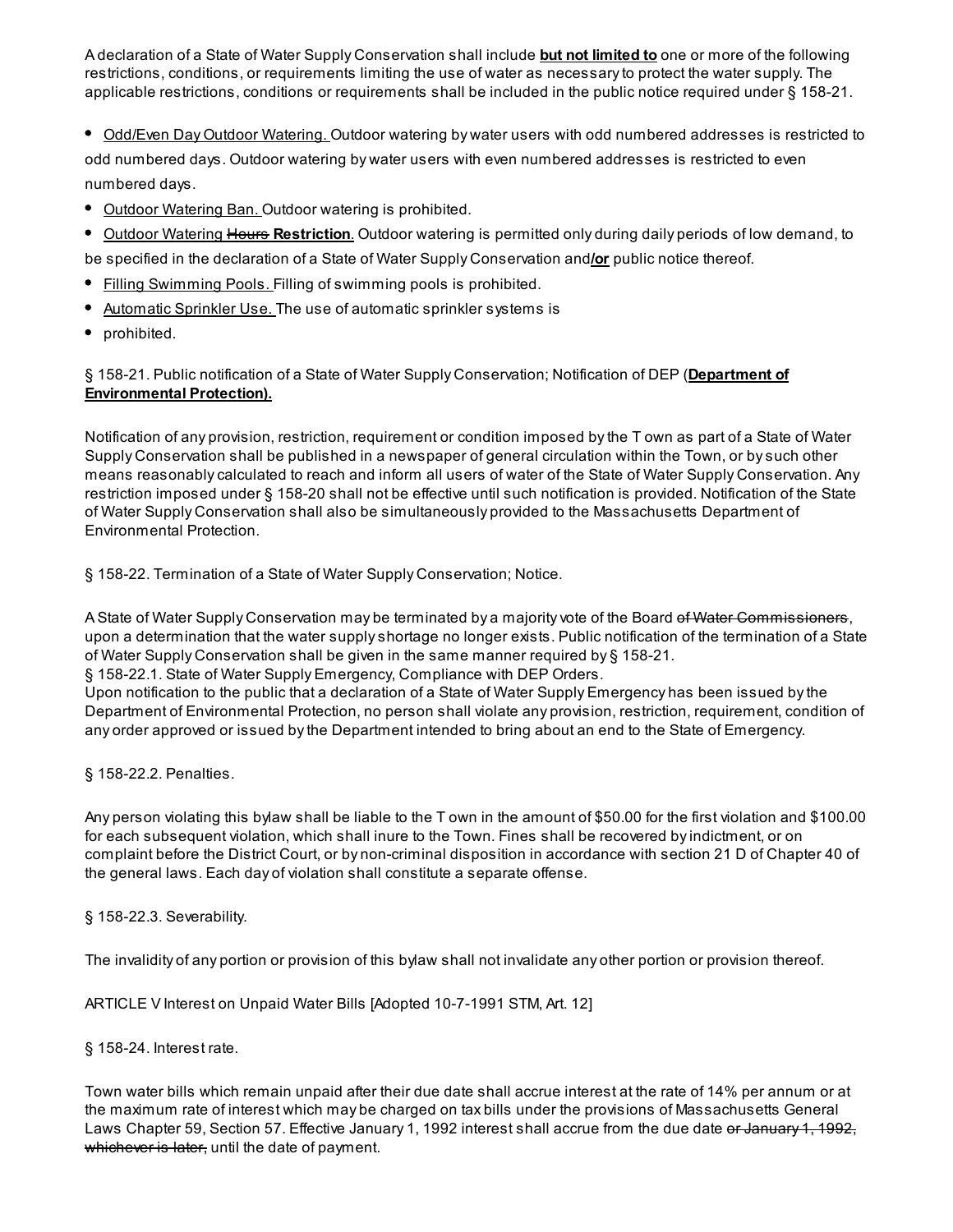A declaration of a State of Water Supply Conservation shall include **but not limited to** one or more of the following restrictions, conditions, or requirements limiting the use of water as necessary to protect the water supply. The applicable restrictions, conditions or requirements shall be included in the public notice required under § 158-21.

- Odd/Even Day Outdoor Watering. Outdoor watering by water users with odd numbered addresses is restricted to odd numbered days. Outdoor watering by water users with even numbered addresses is restricted to even numbered days.
- Outdoor Watering Ban. Outdoor watering is prohibited.
- Outdoor Watering ~~Hours~~ **Restriction**. Outdoor watering is permitted only during daily periods of low demand, to be specified in the declaration of a State of Water Supply Conservation and**/or** public notice thereof.
- Filling Swimming Pools. Filling of swimming pools is prohibited.
- Automatic Sprinkler Use. The use of automatic sprinkler systems is
- prohibited.

§ 158-21. Public notification of a State of Water Supply Conservation; Notification of DEP (**Department of Environmental Protection).**

Notification of any provision, restriction, requirement or condition imposed by the Town as part of a State of Water Supply Conservation shall be published in a newspaper of general circulation within the Town, or by such other means reasonably calculated to reach and inform all users of water of the State of Water Supply Conservation. Any restriction imposed under § 158-20 shall not be effective until such notification is provided. Notification of the State of Water Supply Conservation shall also be simultaneously provided to the Massachusetts Department of Environmental Protection.

§ 158-22. Termination of a State of Water Supply Conservation; Notice.

A State of Water Supply Conservation may be terminated by a majority vote of the Board ~~of Water Commissioners~~, upon a determination that the water supply shortage no longer exists. Public notification of the termination of a State of Water Supply Conservation shall be given in the same manner required by § 158-21.

§ 158-22.1. State of Water Supply Emergency, Compliance with DEP Orders.

Upon notification to the public that a declaration of a State of Water Supply Emergency has been issued by the Department of Environmental Protection, no person shall violate any provision, restriction, requirement, condition of any order approved or issued by the Department intended to bring about an end to the State of Emergency.

§ 158-22.2. Penalties.

Any person violating this bylaw shall be liable to the Town in the amount of $50.00 for the first violation and $100.00 for each subsequent violation, which shall inure to the Town. Fines shall be recovered by indictment, or on complaint before the District Court, or by non-criminal disposition in accordance with section 21 D of Chapter 40 of the general laws. Each day of violation shall constitute a separate offense.

§ 158-22.3. Severability.

The invalidity of any portion or provision of this bylaw shall not invalidate any other portion or provision thereof.

ARTICLE V Interest on Unpaid Water Bills [Adopted 10-7-1991 STM, Art. 12]

§ 158-24. Interest rate.

Town water bills which remain unpaid after their due date shall accrue interest at the rate of 14% per annum or at the maximum rate of interest which may be charged on tax bills under the provisions of Massachusetts General Laws Chapter 59, Section 57. Effective January 1, 1992 interest shall accrue from the due date ~~or January 1, 1992, whichever is later,~~ until the date of payment.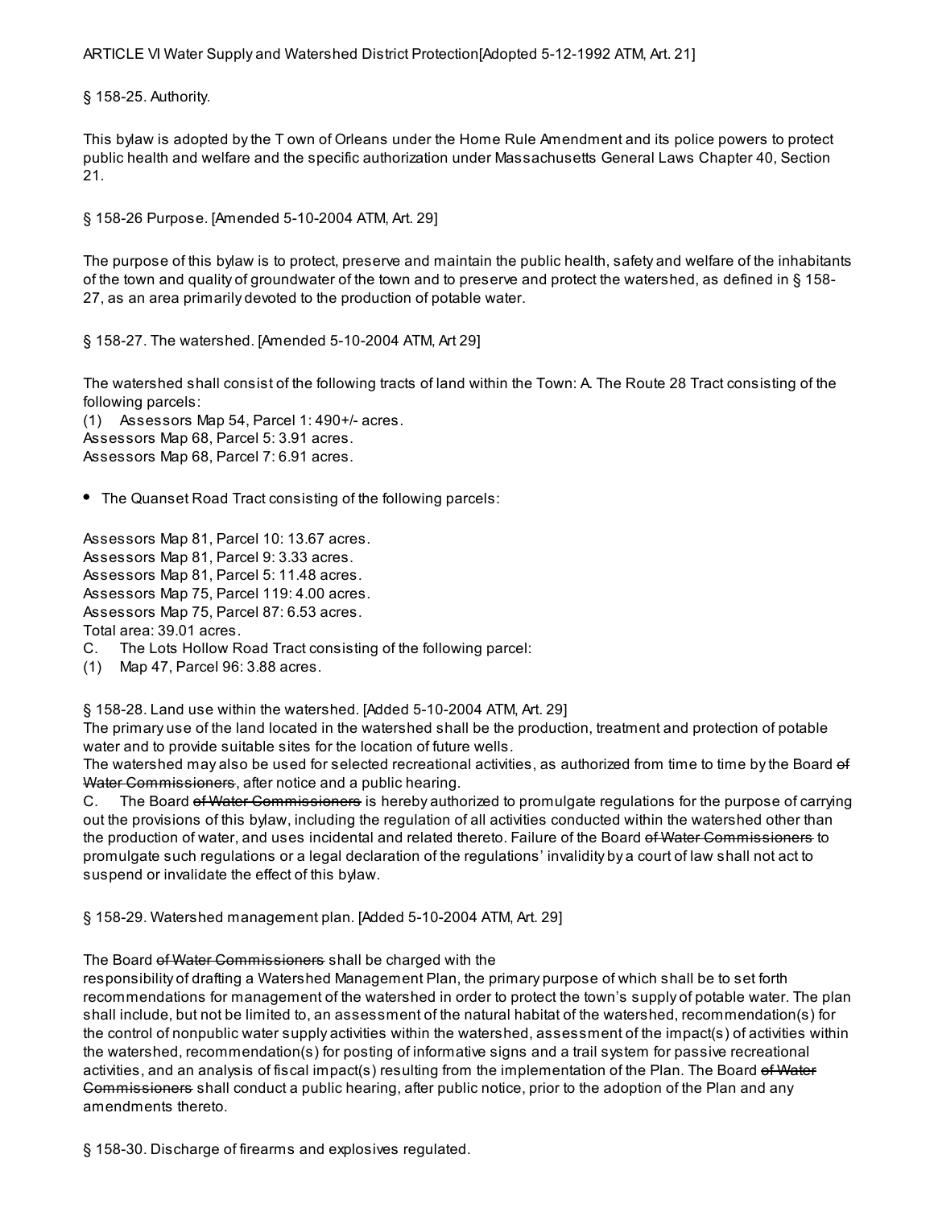ARTICLE VI Water Supply and Watershed District Protection[Adopted 5-12-1992 ATM, Art. 21]

§ 158-25. Authority.

This bylaw is adopted by the Town of Orleans under the Home Rule Amendment and its police powers to protect public health and welfare and the specific authorization under Massachusetts General Laws Chapter 40, Section 21.

§ 158-26 Purpose. [Amended 5-10-2004 ATM, Art. 29]

The purpose of this bylaw is to protect, preserve and maintain the public health, safety and welfare of the inhabitants of the town and quality of groundwater of the town and to preserve and protect the watershed, as defined in § 158-27, as an area primarily devoted to the production of potable water.

§ 158-27. The watershed. [Amended 5-10-2004 ATM, Art 29]

The watershed shall consist of the following tracts of land within the Town: A. The Route 28 Tract consisting of the following parcels:
(1) Assessors Map 54, Parcel 1: 490+/- acres.
Assessors Map 68, Parcel 5: 3.91 acres.
Assessors Map 68, Parcel 7: 6.91 acres.

- The Quanset Road Tract consisting of the following parcels:

Assessors Map 81, Parcel 10: 13.67 acres.
Assessors Map 81, Parcel 9: 3.33 acres.
Assessors Map 81, Parcel 5: 11.48 acres.
Assessors Map 75, Parcel 119: 4.00 acres.
Assessors Map 75, Parcel 87: 6.53 acres.
Total area: 39.01 acres.
C. The Lots Hollow Road Tract consisting of the following parcel:
(1) Map 47, Parcel 96: 3.88 acres.

§ 158-28. Land use within the watershed. [Added 5-10-2004 ATM, Art. 29]
The primary use of the land located in the watershed shall be the production, treatment and protection of potable water and to provide suitable sites for the location of future wells.
The watershed may also be used for selected recreational activities, as authorized from time to time by the Board ~~of Water Commissioners~~, after notice and a public hearing.
C. The Board ~~of Water Commissioners~~ is hereby authorized to promulgate regulations for the purpose of carrying out the provisions of this bylaw, including the regulation of all activities conducted within the watershed other than the production of water, and uses incidental and related thereto. Failure of the Board ~~of Water Commissioners~~ to promulgate such regulations or a legal declaration of the regulations' invalidity by a court of law shall not act to suspend or invalidate the effect of this bylaw.

§ 158-29. Watershed management plan. [Added 5-10-2004 ATM, Art. 29]

The Board ~~of Water Commissioners~~ shall be charged with the responsibility of drafting a Watershed Management Plan, the primary purpose of which shall be to set forth recommendations for management of the watershed in order to protect the town's supply of potable water. The plan shall include, but not be limited to, an assessment of the natural habitat of the watershed, recommendation(s) for the control of nonpublic water supply activities within the watershed, assessment of the impact(s) of activities within the watershed, recommendation(s) for posting of informative signs and a trail system for passive recreational activities, and an analysis of fiscal impact(s) resulting from the implementation of the Plan. The Board ~~of Water Commissioners~~ shall conduct a public hearing, after public notice, prior to the adoption of the Plan and any amendments thereto.

§ 158-30. Discharge of firearms and explosives regulated.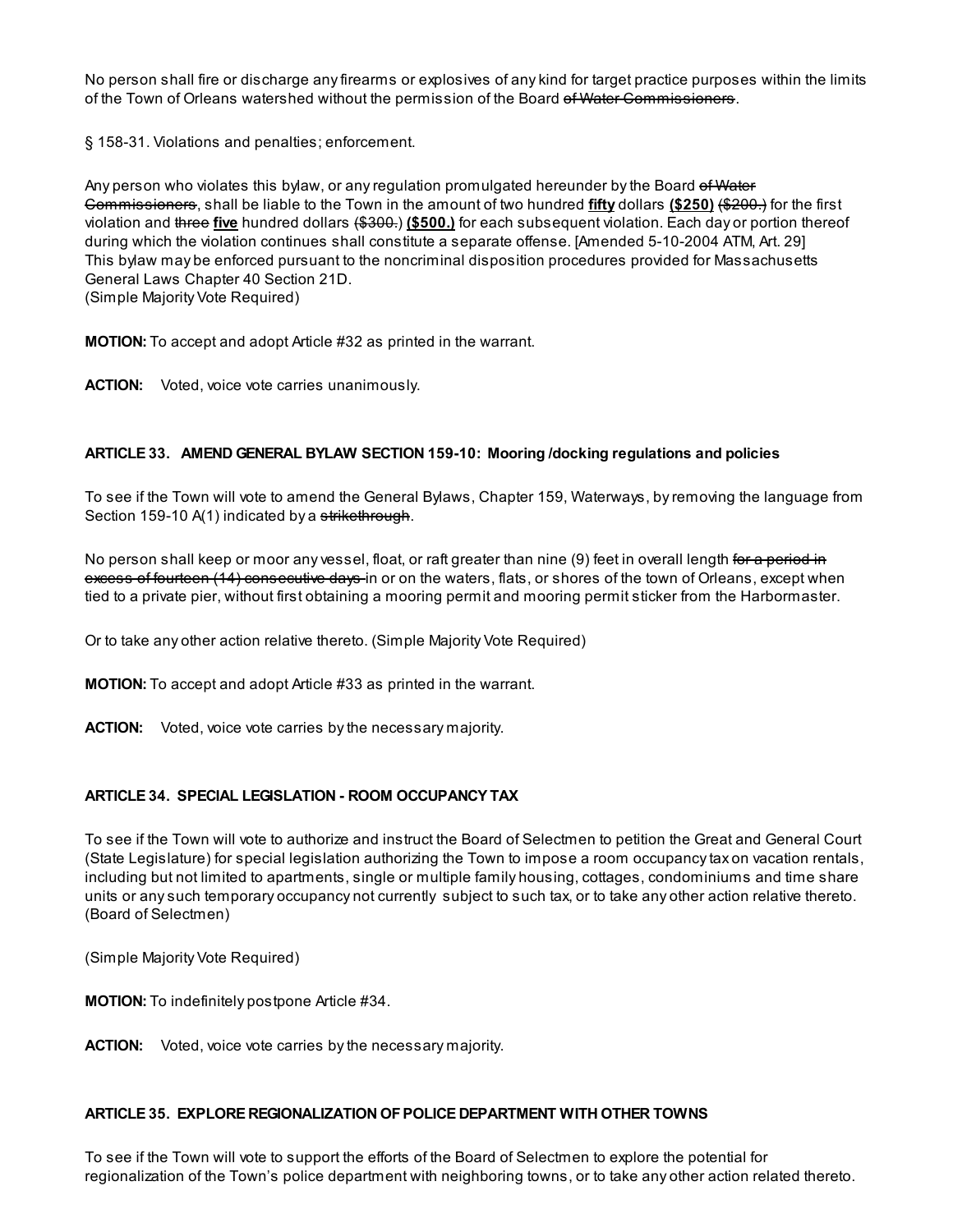No person shall fire or discharge any firearms or explosives of any kind for target practice purposes within the limits of the Town of Orleans watershed without the permission of the Board ~~of Water Commissioners~~.

§ 158-31. Violations and penalties; enforcement.

Any person who violates this bylaw, or any regulation promulgated hereunder by the Board ~~of Water Commissioners~~, shall be liable to the Town in the amount of two hundred **fifty** dollars **($250)** ~~($200.)~~ for the first violation and ~~three~~ **five** hundred dollars ~~($300.)~~ **($500.)** for each subsequent violation. Each day or portion thereof during which the violation continues shall constitute a separate offense. [Amended 5-10-2004 ATM, Art. 29]
This bylaw may be enforced pursuant to the noncriminal disposition procedures provided for Massachusetts General Laws Chapter 40 Section 21D.
(Simple Majority Vote Required)

**MOTION:** To accept and adopt Article #32 as printed in the warrant.

**ACTION:** Voted, voice vote carries unanimously.

### ARTICLE 33. AMEND GENERAL BYLAW SECTION 159-10: Mooring /docking regulations and policies

To see if the Town will vote to amend the General Bylaws, Chapter 159, Waterways, by removing the language from Section 159-10 A(1) indicated by a ~~strikethrough~~.

No person shall keep or moor any vessel, float, or raft greater than nine (9) feet in overall length ~~for a period in excess of fourteen (14) consecutive days~~ in or on the waters, flats, or shores of the town of Orleans, except when tied to a private pier, without first obtaining a mooring permit and mooring permit sticker from the Harbormaster.

Or to take any other action relative thereto. (Simple Majority Vote Required)

**MOTION:** To accept and adopt Article #33 as printed in the warrant.

**ACTION:** Voted, voice vote carries by the necessary majority.

### ARTICLE 34. SPECIAL LEGISLATION - ROOM OCCUPANCY TAX

To see if the Town will vote to authorize and instruct the Board of Selectmen to petition the Great and General Court (State Legislature) for special legislation authorizing the Town to impose a room occupancy tax on vacation rentals, including but not limited to apartments, single or multiple family housing, cottages, condominiums and time share units or any such temporary occupancy not currently subject to such tax, or to take any other action relative thereto. (Board of Selectmen)

(Simple Majority Vote Required)

**MOTION:** To indefinitely postpone Article #34.

**ACTION:** Voted, voice vote carries by the necessary majority.

### ARTICLE 35. EXPLORE REGIONALIZATION OF POLICE DEPARTMENT WITH OTHER TOWNS

To see if the Town will vote to support the efforts of the Board of Selectmen to explore the potential for regionalization of the Town's police department with neighboring towns, or to take any other action related thereto.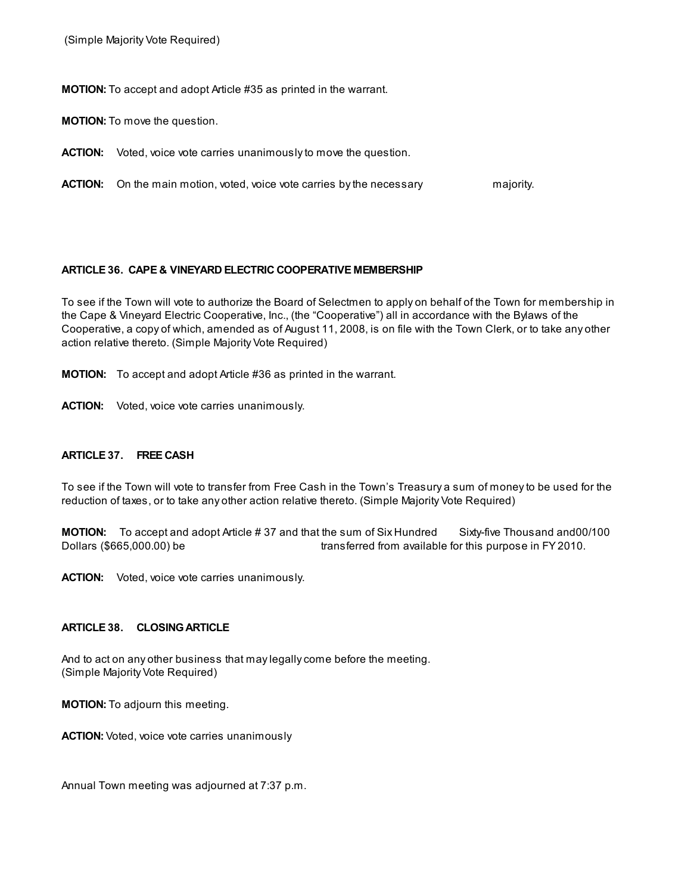(Simple Majority Vote Required)

**MOTION:** To accept and adopt Article #35 as printed in the warrant.

**MOTION:** To move the question.

**ACTION:** Voted, voice vote carries unanimously to move the question.

**ACTION:** On the main motion, voted, voice vote carries by the necessary majority.

**ARTICLE 36. CAPE & VINEYARD ELECTRIC COOPERATIVE MEMBERSHIP**

To see if the Town will vote to authorize the Board of Selectmen to apply on behalf of the Town for membership in the Cape & Vineyard Electric Cooperative, Inc., (the "Cooperative") all in accordance with the Bylaws of the Cooperative, a copy of which, amended as of August 11, 2008, is on file with the Town Clerk, or to take any other action relative thereto. (Simple Majority Vote Required)

**MOTION:** To accept and adopt Article #36 as printed in the warrant.

**ACTION:** Voted, voice vote carries unanimously.

**ARTICLE 37. FREE CASH**

To see if the Town will vote to transfer from Free Cash in the Town's Treasury a sum of money to be used for the reduction of taxes, or to take any other action relative thereto. (Simple Majority Vote Required)

**MOTION:** To accept and adopt Article # 37 and that the sum of Six Hundred Sixty-five Thousand and00/100 Dollars ($665,000.00) be transferred from available for this purpose in FY 2010.

**ACTION:** Voted, voice vote carries unanimously.

**ARTICLE 38. CLOSING ARTICLE**

And to act on any other business that may legally come before the meeting.
(Simple Majority Vote Required)

**MOTION:** To adjourn this meeting.

**ACTION:** Voted, voice vote carries unanimously

Annual Town meeting was adjourned at 7:37 p.m.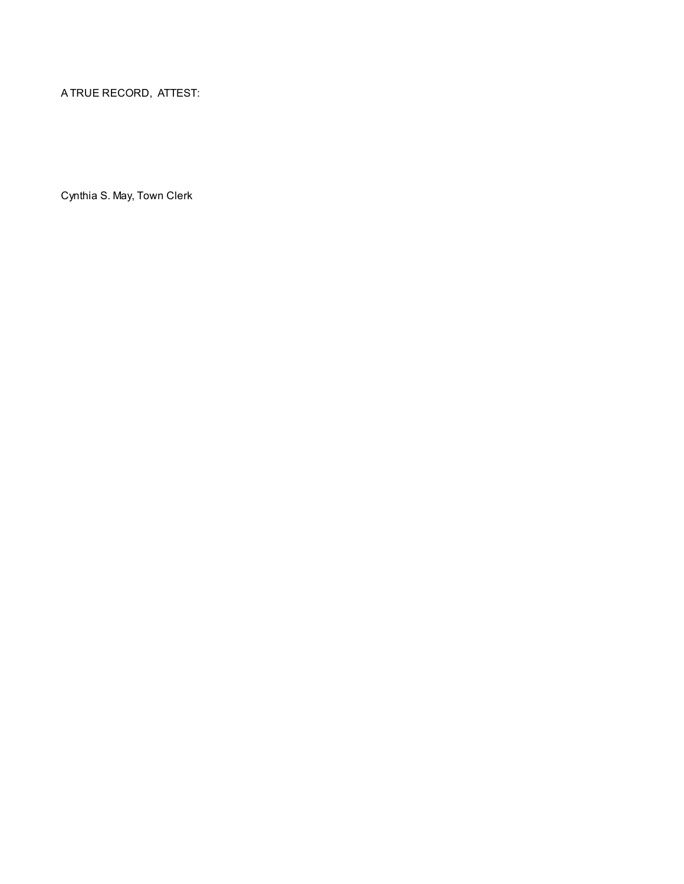A TRUE RECORD, ATTEST:

Cynthia S. May, Town Clerk